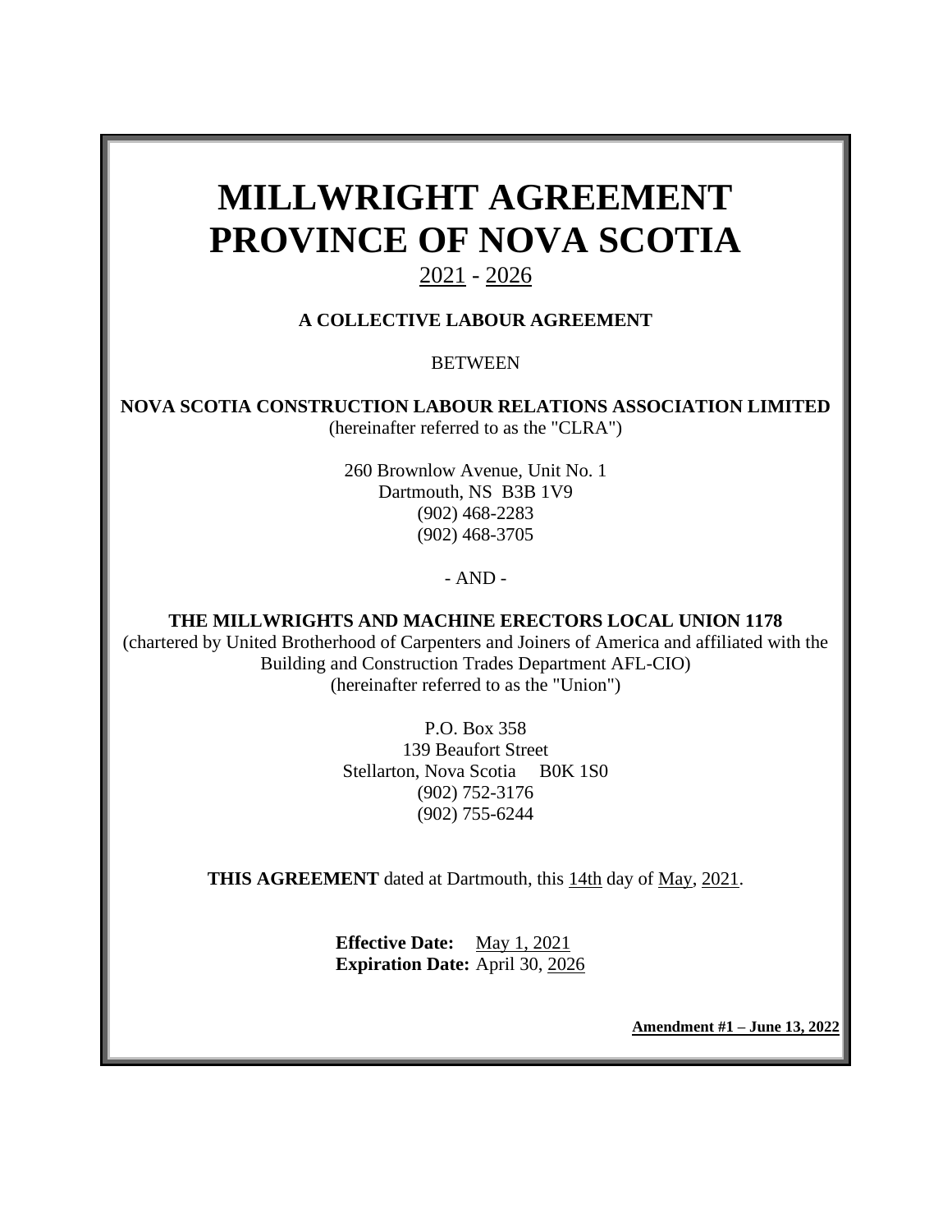# MILLWRIGHT AGREEMENT
# PROVINCE OF NOVA SCOTIA

2021 - 2026

**A COLLECTIVE LABOUR AGREEMENT**

BETWEEN

**NOVA SCOTIA CONSTRUCTION LABOUR RELATIONS ASSOCIATION LIMITED**
(hereinafter referred to as the "CLRA")

260 Brownlow Avenue, Unit No. 1
Dartmouth, NS B3B 1V9
(902) 468-2283
(902) 468-3705

- AND -

**THE MILLWRIGHTS AND MACHINE ERECTORS LOCAL UNION 1178**
(chartered by United Brotherhood of Carpenters and Joiners of America and affiliated with the Building and Construction Trades Department AFL-CIO)
(hereinafter referred to as the "Union")

P.O. Box 358
139 Beaufort Street
Stellarton, Nova Scotia B0K 1S0
(902) 752-3176
(902) 755-6244

**THIS AGREEMENT** dated at Dartmouth, this 14th day of May, 2021.

**Effective Date:** May 1, 2021
**Expiration Date:** April 30, 2026

**Amendment #1 – June 13, 2022**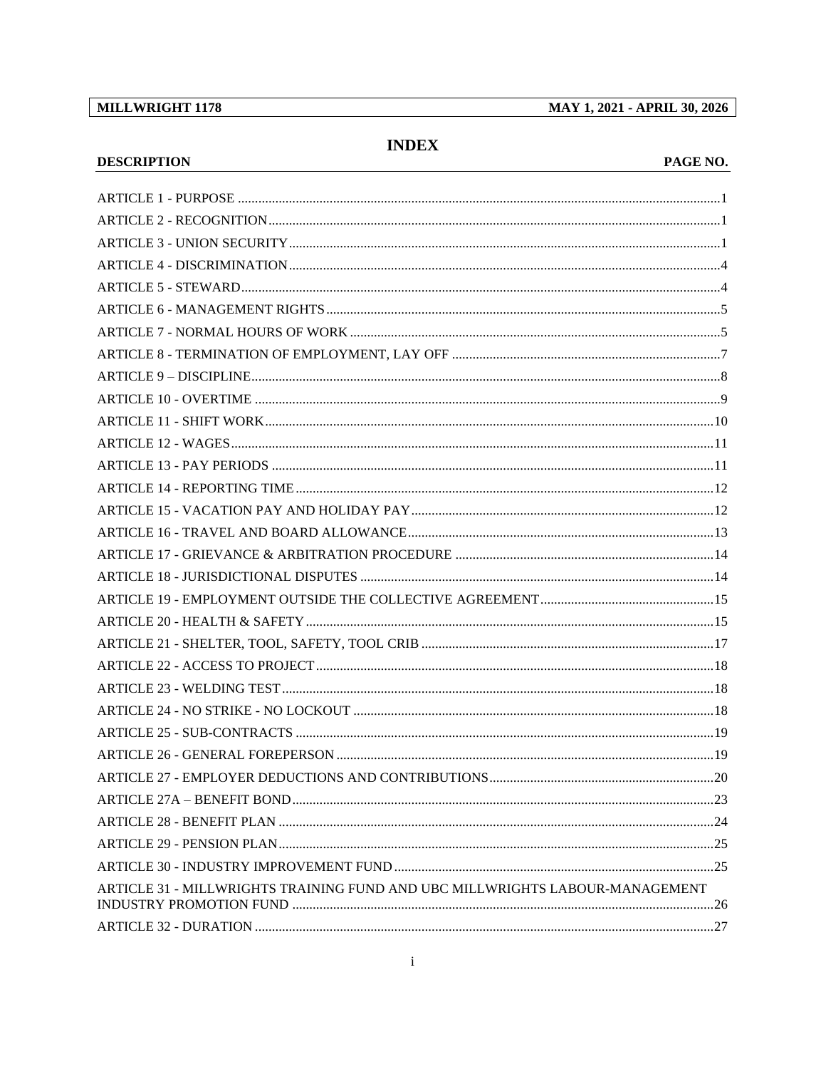# INDEX

| DESCRIPTION | PAGE NO. |
|---|---|
| ARTICLE 1 - PURPOSE | 1 |
| ARTICLE 2 - RECOGNITION | 1 |
| ARTICLE 3 - UNION SECURITY | 1 |
| ARTICLE 4 - DISCRIMINATION | 4 |
| ARTICLE 5 - STEWARD | 4 |
| ARTICLE 6 - MANAGEMENT RIGHTS | 5 |
| ARTICLE 7 - NORMAL HOURS OF WORK | 5 |
| ARTICLE 8 - TERMINATION OF EMPLOYMENT, LAY OFF | 7 |
| ARTICLE 9 – DISCIPLINE | 8 |
| ARTICLE 10 - OVERTIME | 9 |
| ARTICLE 11 - SHIFT WORK | 10 |
| ARTICLE 12 - WAGES | 11 |
| ARTICLE 13 - PAY PERIODS | 11 |
| ARTICLE 14 - REPORTING TIME | 12 |
| ARTICLE 15 - VACATION PAY AND HOLIDAY PAY | 12 |
| ARTICLE 16 - TRAVEL AND BOARD ALLOWANCE | 13 |
| ARTICLE 17 - GRIEVANCE & ARBITRATION PROCEDURE | 14 |
| ARTICLE 18 - JURISDICTIONAL DISPUTES | 14 |
| ARTICLE 19 - EMPLOYMENT OUTSIDE THE COLLECTIVE AGREEMENT | 15 |
| ARTICLE 20 - HEALTH & SAFETY | 15 |
| ARTICLE 21 - SHELTER, TOOL, SAFETY, TOOL CRIB | 17 |
| ARTICLE 22 - ACCESS TO PROJECT | 18 |
| ARTICLE 23 - WELDING TEST | 18 |
| ARTICLE 24 - NO STRIKE - NO LOCKOUT | 18 |
| ARTICLE 25 - SUB-CONTRACTS | 19 |
| ARTICLE 26 - GENERAL FOREPERSON | 19 |
| ARTICLE 27 - EMPLOYER DEDUCTIONS AND CONTRIBUTIONS | 20 |
| ARTICLE 27A – BENEFIT BOND | 23 |
| ARTICLE 28 - BENEFIT PLAN | 24 |
| ARTICLE 29 - PENSION PLAN | 25 |
| ARTICLE 30 - INDUSTRY IMPROVEMENT FUND | 25 |
| ARTICLE 31 - MILLWRIGHTS TRAINING FUND AND UBC MILLWRIGHTS LABOUR-MANAGEMENT INDUSTRY PROMOTION FUND | 26 |
| ARTICLE 32 - DURATION | 27 |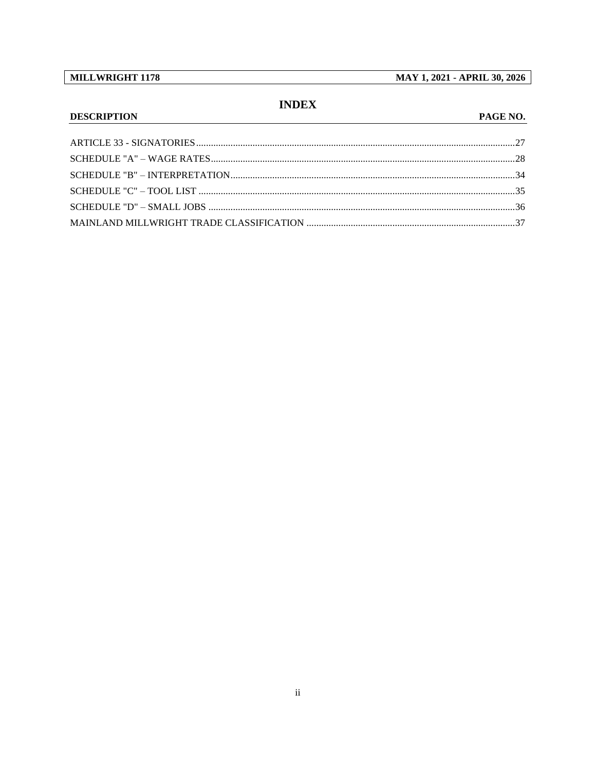# INDEX

| DESCRIPTION | PAGE NO. |
| --- | --- |
| ARTICLE 33 - SIGNATORIES | 27 |
| SCHEDULE "A" – WAGE RATES | 28 |
| SCHEDULE "B" – INTERPRETATION | 34 |
| SCHEDULE "C" – TOOL LIST | 35 |
| SCHEDULE "D" – SMALL JOBS | 36 |
| MAINLAND MILLWRIGHT TRADE CLASSIFICATION | 37 |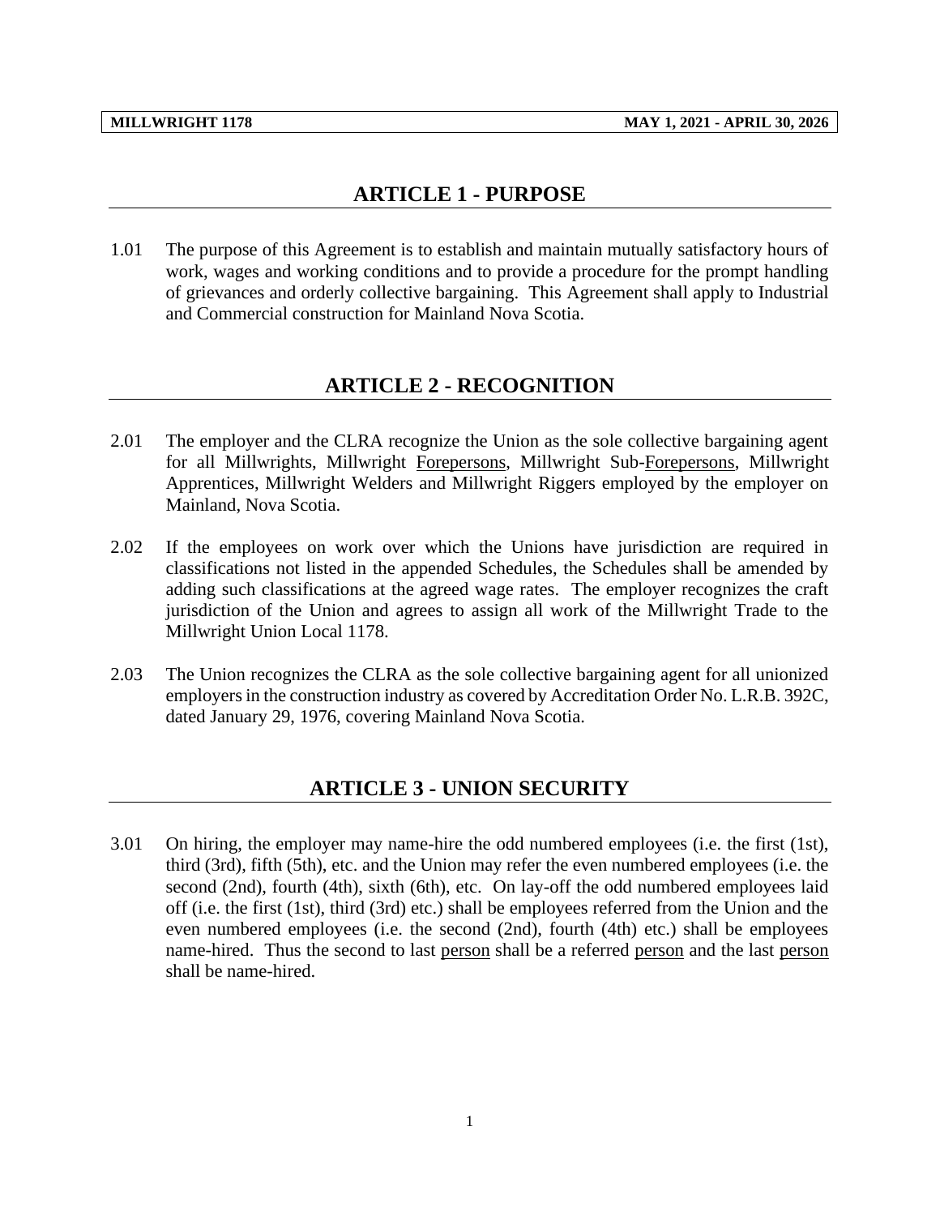## ARTICLE 1 - PURPOSE

1.01 The purpose of this Agreement is to establish and maintain mutually satisfactory hours of work, wages and working conditions and to provide a procedure for the prompt handling of grievances and orderly collective bargaining. This Agreement shall apply to Industrial and Commercial construction for Mainland Nova Scotia.

## ARTICLE 2 - RECOGNITION

2.01 The employer and the CLRA recognize the Union as the sole collective bargaining agent for all Millwrights, Millwright Forepersons, Millwright Sub-Forepersons, Millwright Apprentices, Millwright Welders and Millwright Riggers employed by the employer on Mainland, Nova Scotia.

2.02 If the employees on work over which the Unions have jurisdiction are required in classifications not listed in the appended Schedules, the Schedules shall be amended by adding such classifications at the agreed wage rates. The employer recognizes the craft jurisdiction of the Union and agrees to assign all work of the Millwright Trade to the Millwright Union Local 1178.

2.03 The Union recognizes the CLRA as the sole collective bargaining agent for all unionized employers in the construction industry as covered by Accreditation Order No. L.R.B. 392C, dated January 29, 1976, covering Mainland Nova Scotia.

## ARTICLE 3 - UNION SECURITY

3.01 On hiring, the employer may name-hire the odd numbered employees (i.e. the first (1st), third (3rd), fifth (5th), etc. and the Union may refer the even numbered employees (i.e. the second (2nd), fourth (4th), sixth (6th), etc. On lay-off the odd numbered employees laid off (i.e. the first (1st), third (3rd) etc.) shall be employees referred from the Union and the even numbered employees (i.e. the second (2nd), fourth (4th) etc.) shall be employees name-hired. Thus the second to last person shall be a referred person and the last person shall be name-hired.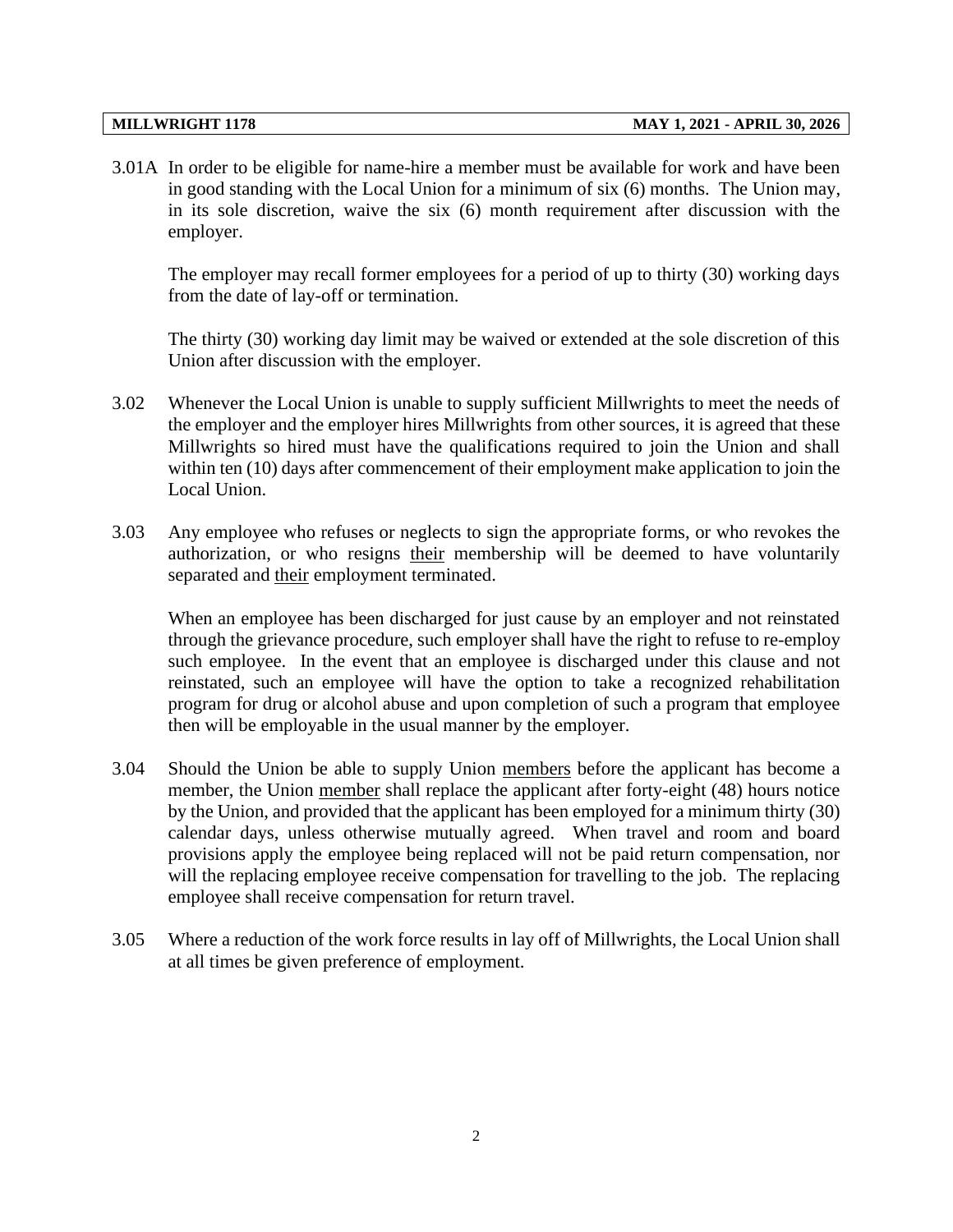3.01A In order to be eligible for name-hire a member must be available for work and have been in good standing with the Local Union for a minimum of six (6) months. The Union may, in its sole discretion, waive the six (6) month requirement after discussion with the employer.

The employer may recall former employees for a period of up to thirty (30) working days from the date of lay-off or termination.

The thirty (30) working day limit may be waived or extended at the sole discretion of this Union after discussion with the employer.

3.02 Whenever the Local Union is unable to supply sufficient Millwrights to meet the needs of the employer and the employer hires Millwrights from other sources, it is agreed that these Millwrights so hired must have the qualifications required to join the Union and shall within ten (10) days after commencement of their employment make application to join the Local Union.

3.03 Any employee who refuses or neglects to sign the appropriate forms, or who revokes the authorization, or who resigns <u>their</u> membership will be deemed to have voluntarily separated and <u>their</u> employment terminated.

When an employee has been discharged for just cause by an employer and not reinstated through the grievance procedure, such employer shall have the right to refuse to re-employ such employee. In the event that an employee is discharged under this clause and not reinstated, such an employee will have the option to take a recognized rehabilitation program for drug or alcohol abuse and upon completion of such a program that employee then will be employable in the usual manner by the employer.

3.04 Should the Union be able to supply Union <u>members</u> before the applicant has become a member, the Union <u>member</u> shall replace the applicant after forty-eight (48) hours notice by the Union, and provided that the applicant has been employed for a minimum thirty (30) calendar days, unless otherwise mutually agreed. When travel and room and board provisions apply the employee being replaced will not be paid return compensation, nor will the replacing employee receive compensation for travelling to the job. The replacing employee shall receive compensation for return travel.

3.05 Where a reduction of the work force results in lay off of Millwrights, the Local Union shall at all times be given preference of employment.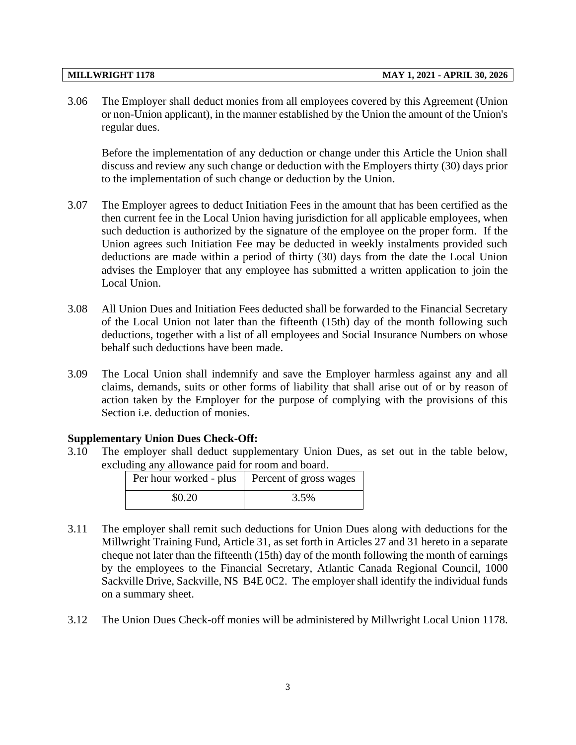3.06 The Employer shall deduct monies from all employees covered by this Agreement (Union or non-Union applicant), in the manner established by the Union the amount of the Union's regular dues.

Before the implementation of any deduction or change under this Article the Union shall discuss and review any such change or deduction with the Employers thirty (30) days prior to the implementation of such change or deduction by the Union.

3.07 The Employer agrees to deduct Initiation Fees in the amount that has been certified as the then current fee in the Local Union having jurisdiction for all applicable employees, when such deduction is authorized by the signature of the employee on the proper form. If the Union agrees such Initiation Fee may be deducted in weekly instalments provided such deductions are made within a period of thirty (30) days from the date the Local Union advises the Employer that any employee has submitted a written application to join the Local Union.

3.08 All Union Dues and Initiation Fees deducted shall be forwarded to the Financial Secretary of the Local Union not later than the fifteenth (15th) day of the month following such deductions, together with a list of all employees and Social Insurance Numbers on whose behalf such deductions have been made.

3.09 The Local Union shall indemnify and save the Employer harmless against any and all claims, demands, suits or other forms of liability that shall arise out of or by reason of action taken by the Employer for the purpose of complying with the provisions of this Section i.e. deduction of monies.

**Supplementary Union Dues Check-Off:**

3.10 The employer shall deduct supplementary Union Dues, as set out in the table below, excluding any allowance paid for room and board.

| Per hour worked - plus | Percent of gross wages |
|---|---|
| $0.20 | 3.5% |

3.11 The employer shall remit such deductions for Union Dues along with deductions for the Millwright Training Fund, Article 31, as set forth in Articles 27 and 31 hereto in a separate cheque not later than the fifteenth (15th) day of the month following the month of earnings by the employees to the Financial Secretary, Atlantic Canada Regional Council, 1000 Sackville Drive, Sackville, NS B4E 0C2. The employer shall identify the individual funds on a summary sheet.

3.12 The Union Dues Check-off monies will be administered by Millwright Local Union 1178.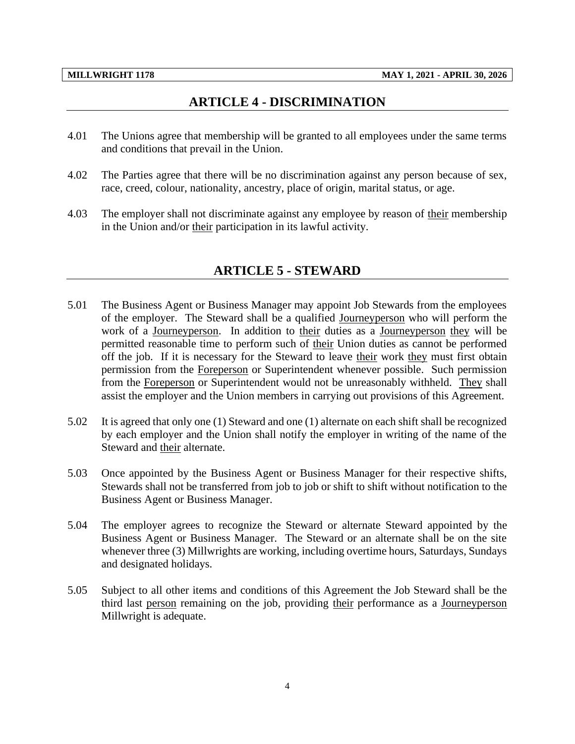## ARTICLE 4 - DISCRIMINATION

4.01 The Unions agree that membership will be granted to all employees under the same terms and conditions that prevail in the Union.

4.02 The Parties agree that there will be no discrimination against any person because of sex, race, creed, colour, nationality, ancestry, place of origin, marital status, or age.

4.03 The employer shall not discriminate against any employee by reason of their membership in the Union and/or their participation in its lawful activity.

## ARTICLE 5 - STEWARD

5.01 The Business Agent or Business Manager may appoint Job Stewards from the employees of the employer. The Steward shall be a qualified Journeyperson who will perform the work of a Journeyperson. In addition to their duties as a Journeyperson they will be permitted reasonable time to perform such of their Union duties as cannot be performed off the job. If it is necessary for the Steward to leave their work they must first obtain permission from the Foreperson or Superintendent whenever possible. Such permission from the Foreperson or Superintendent would not be unreasonably withheld. They shall assist the employer and the Union members in carrying out provisions of this Agreement.

5.02 It is agreed that only one (1) Steward and one (1) alternate on each shift shall be recognized by each employer and the Union shall notify the employer in writing of the name of the Steward and their alternate.

5.03 Once appointed by the Business Agent or Business Manager for their respective shifts, Stewards shall not be transferred from job to job or shift to shift without notification to the Business Agent or Business Manager.

5.04 The employer agrees to recognize the Steward or alternate Steward appointed by the Business Agent or Business Manager. The Steward or an alternate shall be on the site whenever three (3) Millwrights are working, including overtime hours, Saturdays, Sundays and designated holidays.

5.05 Subject to all other items and conditions of this Agreement the Job Steward shall be the third last person remaining on the job, providing their performance as a Journeyperson Millwright is adequate.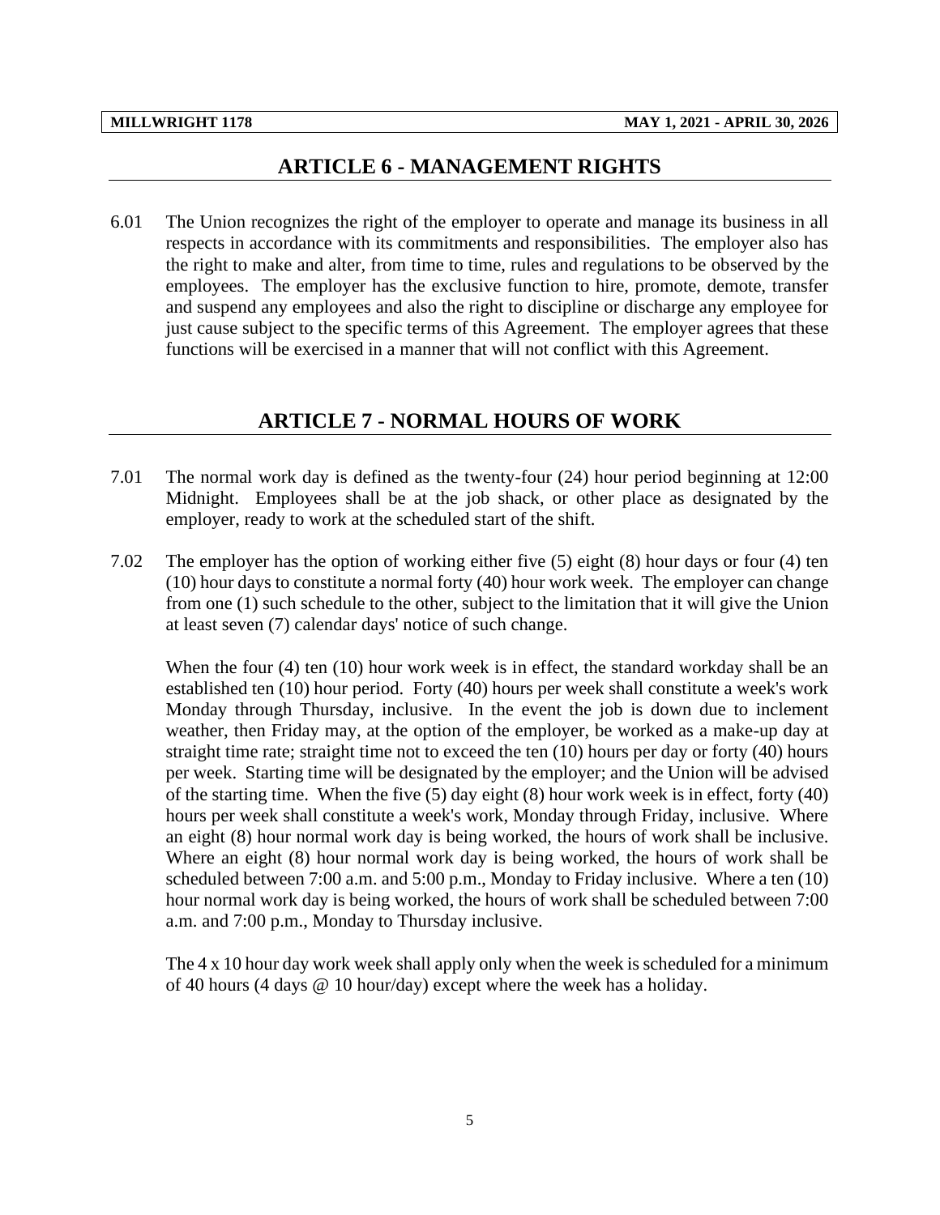## ARTICLE 6 - MANAGEMENT RIGHTS

6.01 The Union recognizes the right of the employer to operate and manage its business in all respects in accordance with its commitments and responsibilities. The employer also has the right to make and alter, from time to time, rules and regulations to be observed by the employees. The employer has the exclusive function to hire, promote, demote, transfer and suspend any employees and also the right to discipline or discharge any employee for just cause subject to the specific terms of this Agreement. The employer agrees that these functions will be exercised in a manner that will not conflict with this Agreement.

## ARTICLE 7 - NORMAL HOURS OF WORK

7.01 The normal work day is defined as the twenty-four (24) hour period beginning at 12:00 Midnight. Employees shall be at the job shack, or other place as designated by the employer, ready to work at the scheduled start of the shift.

7.02 The employer has the option of working either five (5) eight (8) hour days or four (4) ten (10) hour days to constitute a normal forty (40) hour work week. The employer can change from one (1) such schedule to the other, subject to the limitation that it will give the Union at least seven (7) calendar days' notice of such change.

When the four (4) ten (10) hour work week is in effect, the standard workday shall be an established ten (10) hour period. Forty (40) hours per week shall constitute a week's work Monday through Thursday, inclusive. In the event the job is down due to inclement weather, then Friday may, at the option of the employer, be worked as a make-up day at straight time rate; straight time not to exceed the ten (10) hours per day or forty (40) hours per week. Starting time will be designated by the employer; and the Union will be advised of the starting time. When the five (5) day eight (8) hour work week is in effect, forty (40) hours per week shall constitute a week's work, Monday through Friday, inclusive. Where an eight (8) hour normal work day is being worked, the hours of work shall be inclusive. Where an eight (8) hour normal work day is being worked, the hours of work shall be scheduled between 7:00 a.m. and 5:00 p.m., Monday to Friday inclusive. Where a ten (10) hour normal work day is being worked, the hours of work shall be scheduled between 7:00 a.m. and 7:00 p.m., Monday to Thursday inclusive.

The 4 x 10 hour day work week shall apply only when the week is scheduled for a minimum of 40 hours (4 days @ 10 hour/day) except where the week has a holiday.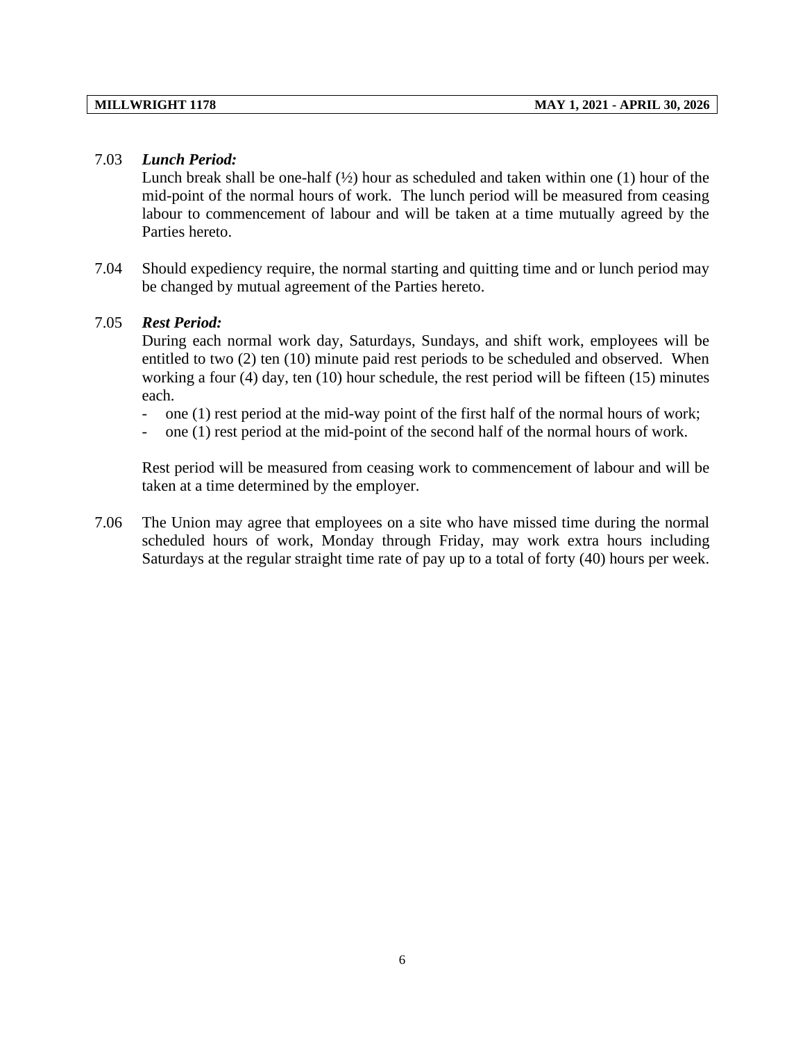7.03 ***Lunch Period:***
Lunch break shall be one-half (½) hour as scheduled and taken within one (1) hour of the mid-point of the normal hours of work. The lunch period will be measured from ceasing labour to commencement of labour and will be taken at a time mutually agreed by the Parties hereto.

7.04 Should expediency require, the normal starting and quitting time and or lunch period may be changed by mutual agreement of the Parties hereto.

7.05 ***Rest Period:***
During each normal work day, Saturdays, Sundays, and shift work, employees will be entitled to two (2) ten (10) minute paid rest periods to be scheduled and observed. When working a four (4) day, ten (10) hour schedule, the rest period will be fifteen (15) minutes each.

- one (1) rest period at the mid-way point of the first half of the normal hours of work;
- one (1) rest period at the mid-point of the second half of the normal hours of work.

Rest period will be measured from ceasing work to commencement of labour and will be taken at a time determined by the employer.

7.06 The Union may agree that employees on a site who have missed time during the normal scheduled hours of work, Monday through Friday, may work extra hours including Saturdays at the regular straight time rate of pay up to a total of forty (40) hours per week.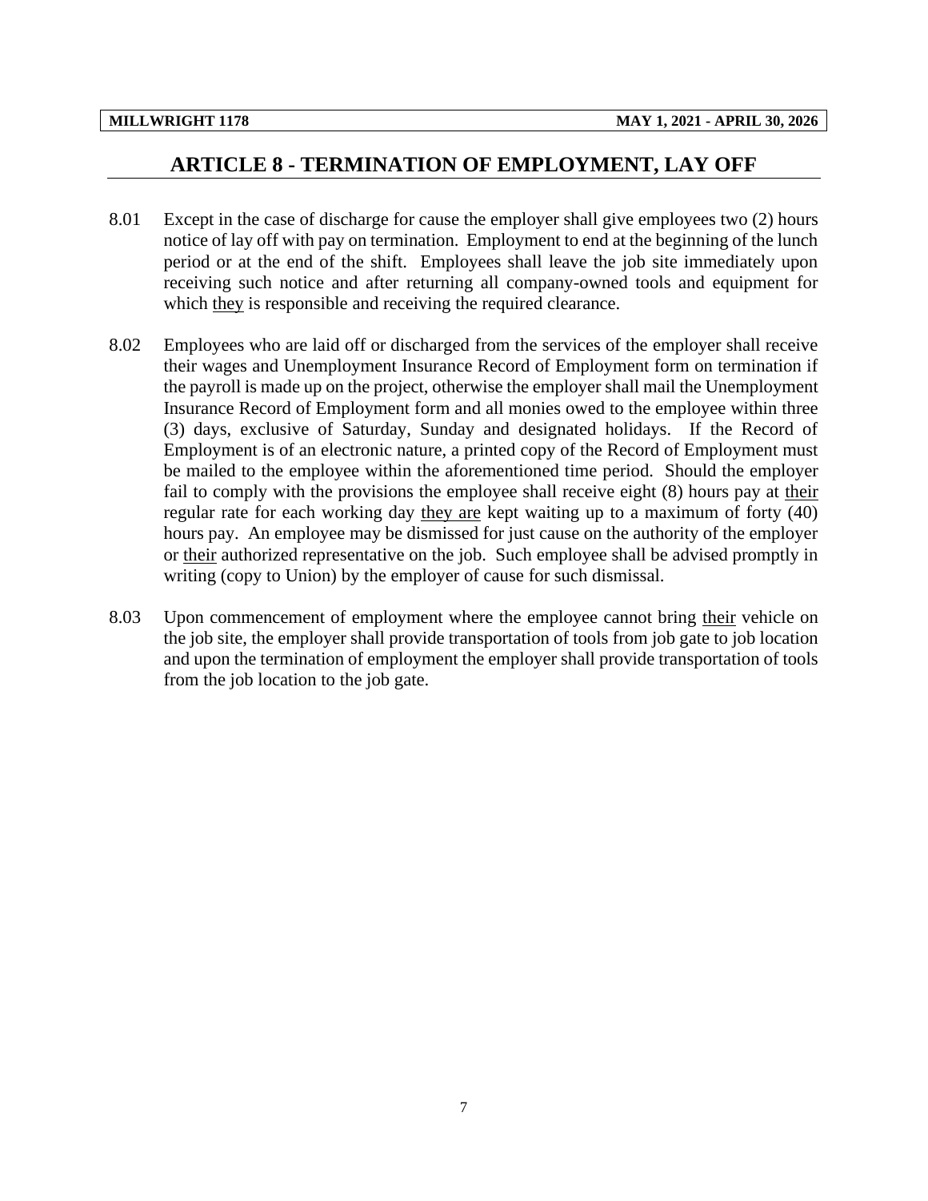## ARTICLE 8 - TERMINATION OF EMPLOYMENT, LAY OFF

8.01 Except in the case of discharge for cause the employer shall give employees two (2) hours notice of lay off with pay on termination. Employment to end at the beginning of the lunch period or at the end of the shift. Employees shall leave the job site immediately upon receiving such notice and after returning all company-owned tools and equipment for which they is responsible and receiving the required clearance.

8.02 Employees who are laid off or discharged from the services of the employer shall receive their wages and Unemployment Insurance Record of Employment form on termination if the payroll is made up on the project, otherwise the employer shall mail the Unemployment Insurance Record of Employment form and all monies owed to the employee within three (3) days, exclusive of Saturday, Sunday and designated holidays. If the Record of Employment is of an electronic nature, a printed copy of the Record of Employment must be mailed to the employee within the aforementioned time period. Should the employer fail to comply with the provisions the employee shall receive eight (8) hours pay at their regular rate for each working day they are kept waiting up to a maximum of forty (40) hours pay. An employee may be dismissed for just cause on the authority of the employer or their authorized representative on the job. Such employee shall be advised promptly in writing (copy to Union) by the employer of cause for such dismissal.

8.03 Upon commencement of employment where the employee cannot bring their vehicle on the job site, the employer shall provide transportation of tools from job gate to job location and upon the termination of employment the employer shall provide transportation of tools from the job location to the job gate.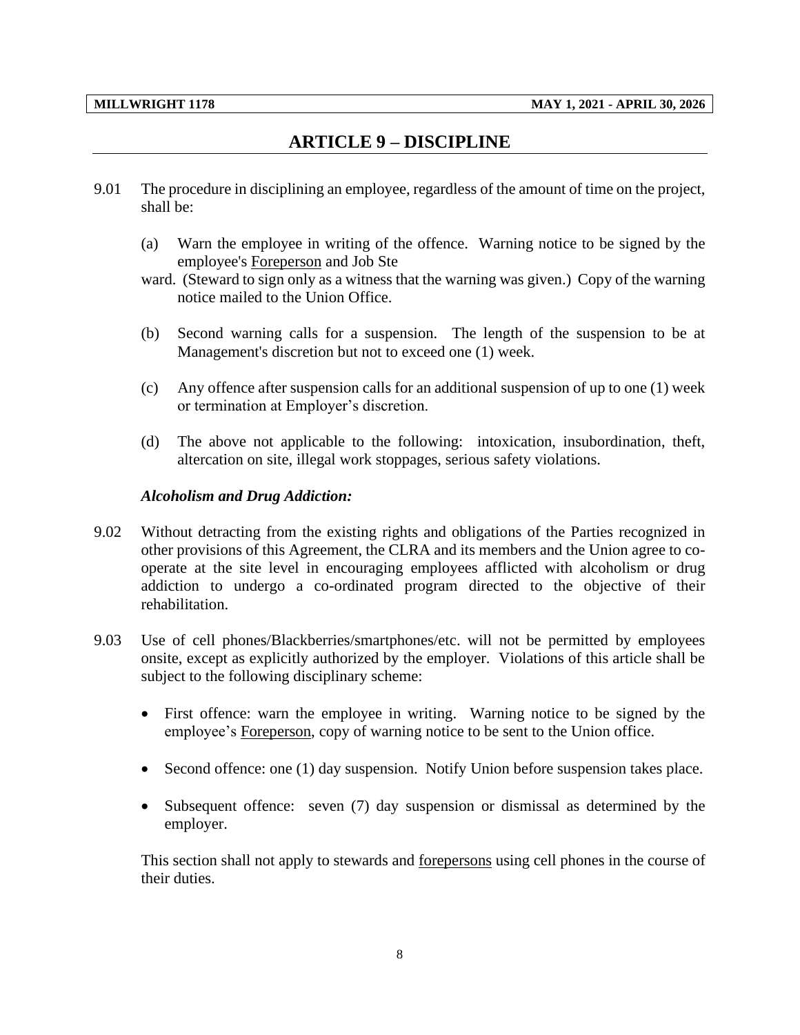# ARTICLE 9 – DISCIPLINE

9.01 The procedure in disciplining an employee, regardless of the amount of time on the project, shall be:

(a) Warn the employee in writing of the offence. Warning notice to be signed by the employee's Foreperson and Job Ste
ward. (Steward to sign only as a witness that the warning was given.) Copy of the warning notice mailed to the Union Office.

(b) Second warning calls for a suspension. The length of the suspension to be at Management's discretion but not to exceed one (1) week.

(c) Any offence after suspension calls for an additional suspension of up to one (1) week or termination at Employer's discretion.

(d) The above not applicable to the following: intoxication, insubordination, theft, altercation on site, illegal work stoppages, serious safety violations.

***Alcoholism and Drug Addiction:***

9.02 Without detracting from the existing rights and obligations of the Parties recognized in other provisions of this Agreement, the CLRA and its members and the Union agree to co-operate at the site level in encouraging employees afflicted with alcoholism or drug addiction to undergo a co-ordinated program directed to the objective of their rehabilitation.

9.03 Use of cell phones/Blackberries/smartphones/etc. will not be permitted by employees onsite, except as explicitly authorized by the employer. Violations of this article shall be subject to the following disciplinary scheme:

- First offence: warn the employee in writing. Warning notice to be signed by the employee's Foreperson, copy of warning notice to be sent to the Union office.
- Second offence: one (1) day suspension. Notify Union before suspension takes place.
- Subsequent offence: seven (7) day suspension or dismissal as determined by the employer.

This section shall not apply to stewards and forepersons using cell phones in the course of their duties.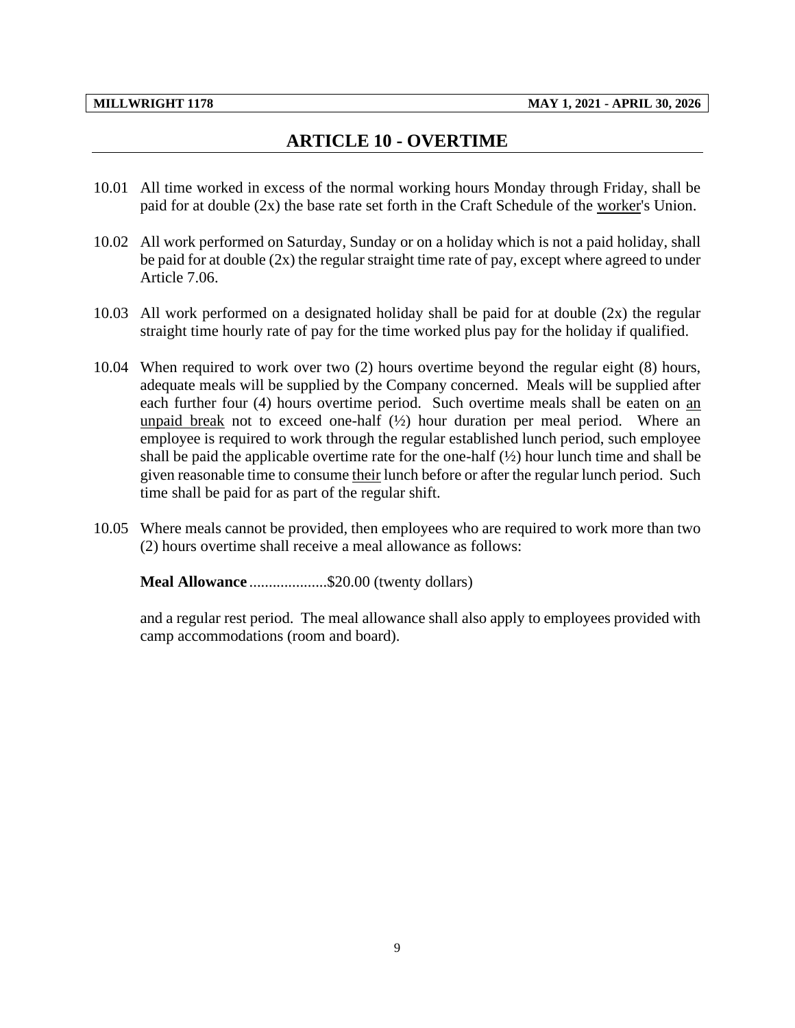# ARTICLE 10 - OVERTIME

10.01 All time worked in excess of the normal working hours Monday through Friday, shall be paid for at double (2x) the base rate set forth in the Craft Schedule of the worker's Union.

10.02 All work performed on Saturday, Sunday or on a holiday which is not a paid holiday, shall be paid for at double (2x) the regular straight time rate of pay, except where agreed to under Article 7.06.

10.03 All work performed on a designated holiday shall be paid for at double (2x) the regular straight time hourly rate of pay for the time worked plus pay for the holiday if qualified.

10.04 When required to work over two (2) hours overtime beyond the regular eight (8) hours, adequate meals will be supplied by the Company concerned. Meals will be supplied after each further four (4) hours overtime period. Such overtime meals shall be eaten on an unpaid break not to exceed one-half (½) hour duration per meal period. Where an employee is required to work through the regular established lunch period, such employee shall be paid the applicable overtime rate for the one-half (½) hour lunch time and shall be given reasonable time to consume their lunch before or after the regular lunch period. Such time shall be paid for as part of the regular shift.

10.05 Where meals cannot be provided, then employees who are required to work more than two (2) hours overtime shall receive a meal allowance as follows:

**Meal Allowance** ....................$20.00 (twenty dollars)

and a regular rest period. The meal allowance shall also apply to employees provided with camp accommodations (room and board).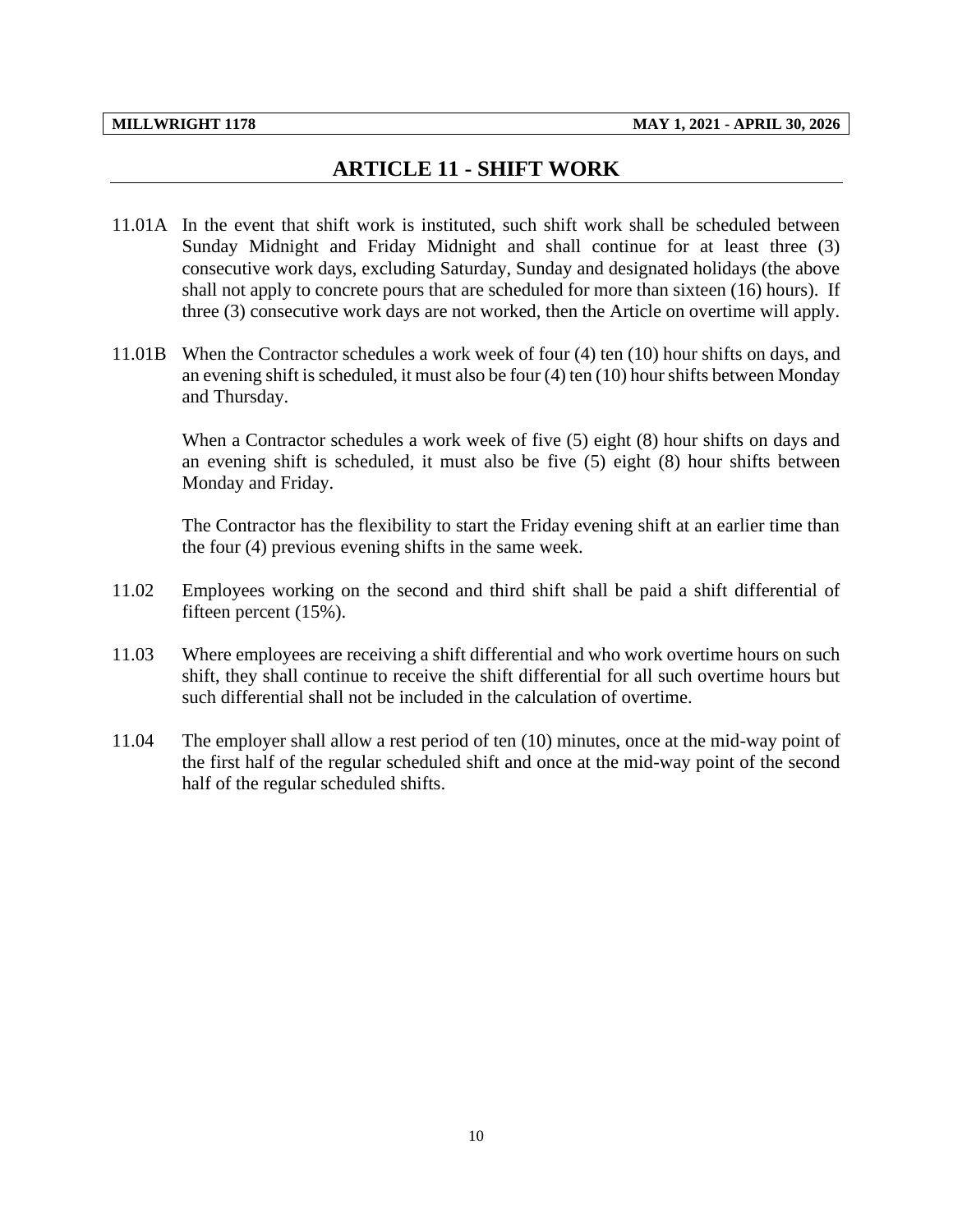## ARTICLE 11 - SHIFT WORK

11.01A In the event that shift work is instituted, such shift work shall be scheduled between Sunday Midnight and Friday Midnight and shall continue for at least three (3) consecutive work days, excluding Saturday, Sunday and designated holidays (the above shall not apply to concrete pours that are scheduled for more than sixteen (16) hours). If three (3) consecutive work days are not worked, then the Article on overtime will apply.

11.01B When the Contractor schedules a work week of four (4) ten (10) hour shifts on days, and an evening shift is scheduled, it must also be four (4) ten (10) hour shifts between Monday and Thursday.

When a Contractor schedules a work week of five (5) eight (8) hour shifts on days and an evening shift is scheduled, it must also be five (5) eight (8) hour shifts between Monday and Friday.

The Contractor has the flexibility to start the Friday evening shift at an earlier time than the four (4) previous evening shifts in the same week.

11.02 Employees working on the second and third shift shall be paid a shift differential of fifteen percent (15%).

11.03 Where employees are receiving a shift differential and who work overtime hours on such shift, they shall continue to receive the shift differential for all such overtime hours but such differential shall not be included in the calculation of overtime.

11.04 The employer shall allow a rest period of ten (10) minutes, once at the mid-way point of the first half of the regular scheduled shift and once at the mid-way point of the second half of the regular scheduled shifts.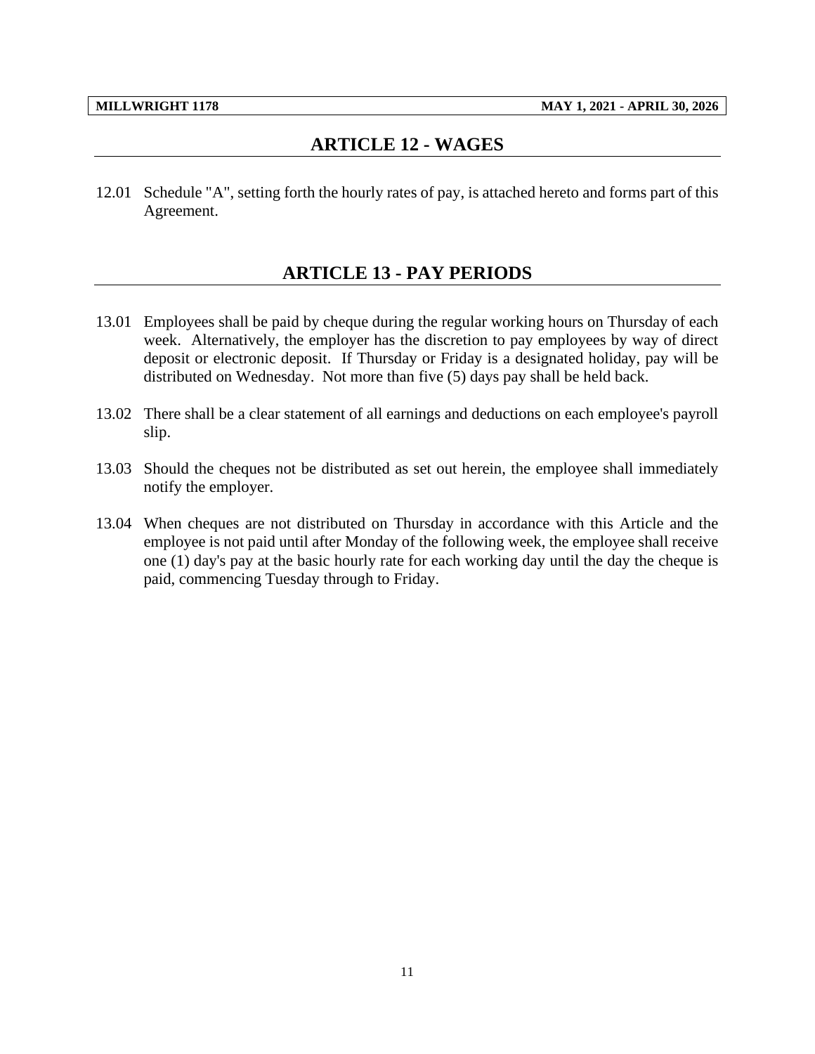## ARTICLE 12 - WAGES

12.01 Schedule "A", setting forth the hourly rates of pay, is attached hereto and forms part of this Agreement.

## ARTICLE 13 - PAY PERIODS

13.01 Employees shall be paid by cheque during the regular working hours on Thursday of each week. Alternatively, the employer has the discretion to pay employees by way of direct deposit or electronic deposit. If Thursday or Friday is a designated holiday, pay will be distributed on Wednesday. Not more than five (5) days pay shall be held back.

13.02 There shall be a clear statement of all earnings and deductions on each employee's payroll slip.

13.03 Should the cheques not be distributed as set out herein, the employee shall immediately notify the employer.

13.04 When cheques are not distributed on Thursday in accordance with this Article and the employee is not paid until after Monday of the following week, the employee shall receive one (1) day's pay at the basic hourly rate for each working day until the day the cheque is paid, commencing Tuesday through to Friday.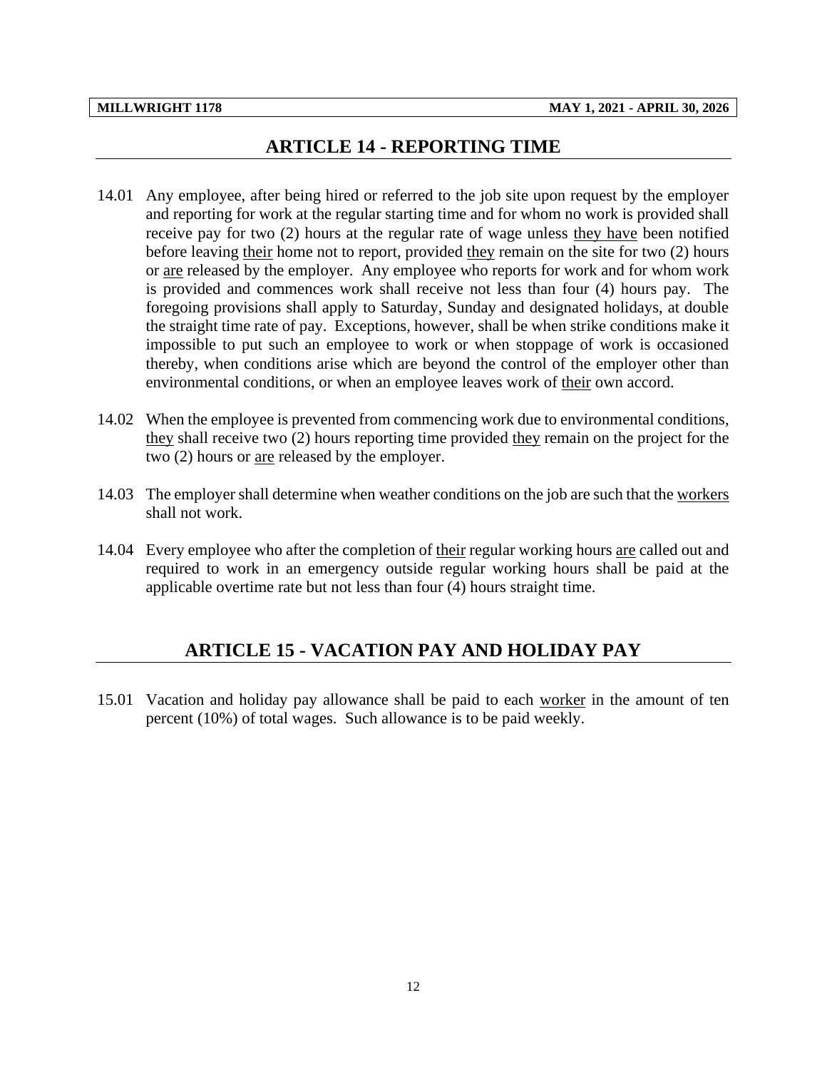## ARTICLE 14 - REPORTING TIME

14.01 Any employee, after being hired or referred to the job site upon request by the employer and reporting for work at the regular starting time and for whom no work is provided shall receive pay for two (2) hours at the regular rate of wage unless they have been notified before leaving their home not to report, provided they remain on the site for two (2) hours or are released by the employer. Any employee who reports for work and for whom work is provided and commences work shall receive not less than four (4) hours pay. The foregoing provisions shall apply to Saturday, Sunday and designated holidays, at double the straight time rate of pay. Exceptions, however, shall be when strike conditions make it impossible to put such an employee to work or when stoppage of work is occasioned thereby, when conditions arise which are beyond the control of the employer other than environmental conditions, or when an employee leaves work of their own accord.

14.02 When the employee is prevented from commencing work due to environmental conditions, they shall receive two (2) hours reporting time provided they remain on the project for the two (2) hours or are released by the employer.

14.03 The employer shall determine when weather conditions on the job are such that the workers shall not work.

14.04 Every employee who after the completion of their regular working hours are called out and required to work in an emergency outside regular working hours shall be paid at the applicable overtime rate but not less than four (4) hours straight time.

## ARTICLE 15 - VACATION PAY AND HOLIDAY PAY

15.01 Vacation and holiday pay allowance shall be paid to each worker in the amount of ten percent (10%) of total wages. Such allowance is to be paid weekly.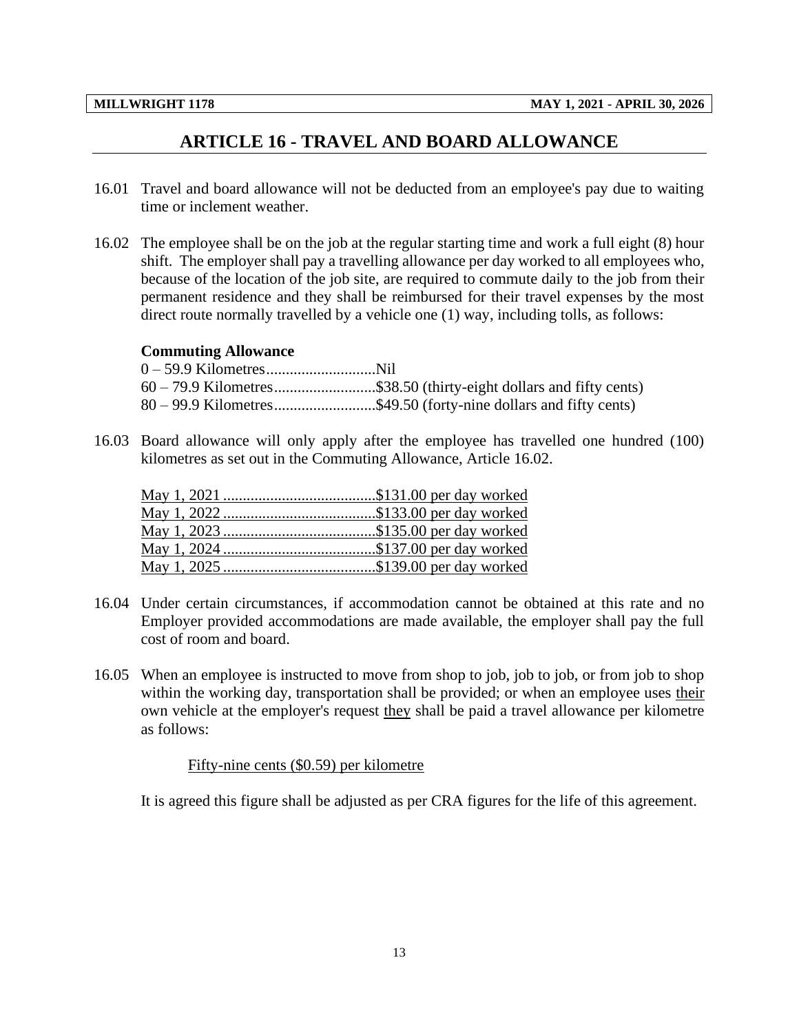# ARTICLE 16 - TRAVEL AND BOARD ALLOWANCE

16.01 Travel and board allowance will not be deducted from an employee's pay due to waiting time or inclement weather.

16.02 The employee shall be on the job at the regular starting time and work a full eight (8) hour shift. The employer shall pay a travelling allowance per day worked to all employees who, because of the location of the job site, are required to commute daily to the job from their permanent residence and they shall be reimbursed for their travel expenses by the most direct route normally travelled by a vehicle one (1) way, including tolls, as follows:

**Commuting Allowance**

0 – 59.9 Kilometres............................Nil
60 – 79.9 Kilometres..........................$38.50 (thirty-eight dollars and fifty cents)
80 – 99.9 Kilometres..........................$49.50 (forty-nine dollars and fifty cents)

16.03 Board allowance will only apply after the employee has travelled one hundred (100) kilometres as set out in the Commuting Allowance, Article 16.02.

May 1, 2021 .......................................$131.00 per day worked
May 1, 2022 .......................................$133.00 per day worked
May 1, 2023 .......................................$135.00 per day worked
May 1, 2024 .......................................$137.00 per day worked
May 1, 2025 .......................................$139.00 per day worked

16.04 Under certain circumstances, if accommodation cannot be obtained at this rate and no Employer provided accommodations are made available, the employer shall pay the full cost of room and board.

16.05 When an employee is instructed to move from shop to job, job to job, or from job to shop within the working day, transportation shall be provided; or when an employee uses their own vehicle at the employer's request they shall be paid a travel allowance per kilometre as follows:

Fifty-nine cents ($0.59) per kilometre

It is agreed this figure shall be adjusted as per CRA figures for the life of this agreement.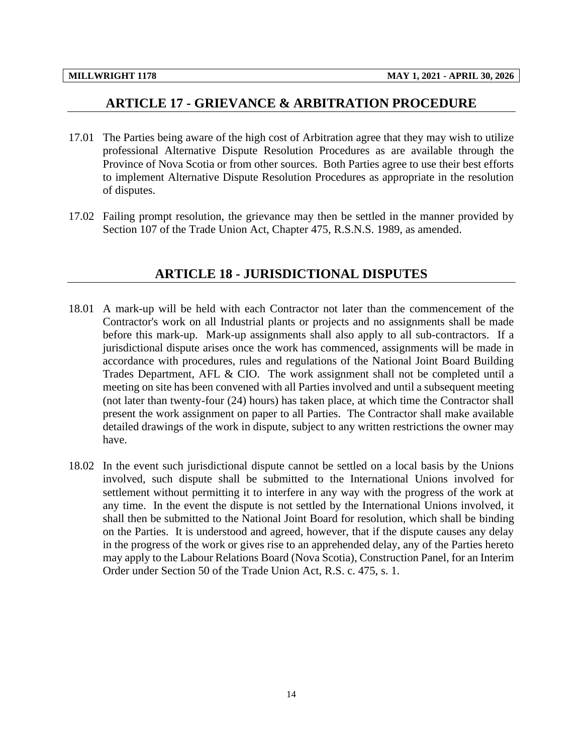## ARTICLE 17 - GRIEVANCE & ARBITRATION PROCEDURE

17.01 The Parties being aware of the high cost of Arbitration agree that they may wish to utilize professional Alternative Dispute Resolution Procedures as are available through the Province of Nova Scotia or from other sources. Both Parties agree to use their best efforts to implement Alternative Dispute Resolution Procedures as appropriate in the resolution of disputes.

17.02 Failing prompt resolution, the grievance may then be settled in the manner provided by Section 107 of the Trade Union Act, Chapter 475, R.S.N.S. 1989, as amended.

## ARTICLE 18 - JURISDICTIONAL DISPUTES

18.01 A mark-up will be held with each Contractor not later than the commencement of the Contractor's work on all Industrial plants or projects and no assignments shall be made before this mark-up. Mark-up assignments shall also apply to all sub-contractors. If a jurisdictional dispute arises once the work has commenced, assignments will be made in accordance with procedures, rules and regulations of the National Joint Board Building Trades Department, AFL & CIO. The work assignment shall not be completed until a meeting on site has been convened with all Parties involved and until a subsequent meeting (not later than twenty-four (24) hours) has taken place, at which time the Contractor shall present the work assignment on paper to all Parties. The Contractor shall make available detailed drawings of the work in dispute, subject to any written restrictions the owner may have.

18.02 In the event such jurisdictional dispute cannot be settled on a local basis by the Unions involved, such dispute shall be submitted to the International Unions involved for settlement without permitting it to interfere in any way with the progress of the work at any time. In the event the dispute is not settled by the International Unions involved, it shall then be submitted to the National Joint Board for resolution, which shall be binding on the Parties. It is understood and agreed, however, that if the dispute causes any delay in the progress of the work or gives rise to an apprehended delay, any of the Parties hereto may apply to the Labour Relations Board (Nova Scotia), Construction Panel, for an Interim Order under Section 50 of the Trade Union Act, R.S. c. 475, s. 1.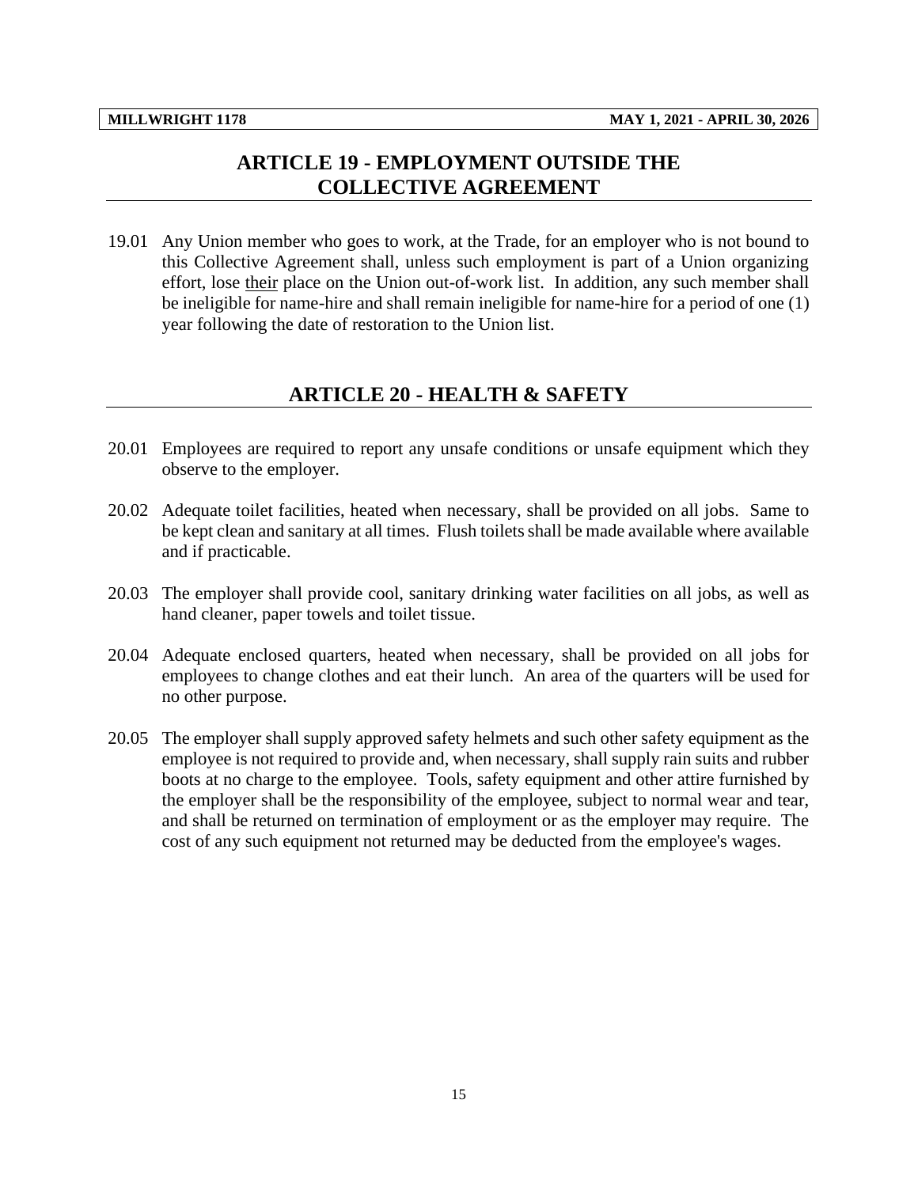## ARTICLE 19 - EMPLOYMENT OUTSIDE THE COLLECTIVE AGREEMENT

19.01 Any Union member who goes to work, at the Trade, for an employer who is not bound to this Collective Agreement shall, unless such employment is part of a Union organizing effort, lose <u>their</u> place on the Union out-of-work list. In addition, any such member shall be ineligible for name-hire and shall remain ineligible for name-hire for a period of one (1) year following the date of restoration to the Union list.

## ARTICLE 20 - HEALTH & SAFETY

20.01 Employees are required to report any unsafe conditions or unsafe equipment which they observe to the employer.

20.02 Adequate toilet facilities, heated when necessary, shall be provided on all jobs. Same to be kept clean and sanitary at all times. Flush toilets shall be made available where available and if practicable.

20.03 The employer shall provide cool, sanitary drinking water facilities on all jobs, as well as hand cleaner, paper towels and toilet tissue.

20.04 Adequate enclosed quarters, heated when necessary, shall be provided on all jobs for employees to change clothes and eat their lunch. An area of the quarters will be used for no other purpose.

20.05 The employer shall supply approved safety helmets and such other safety equipment as the employee is not required to provide and, when necessary, shall supply rain suits and rubber boots at no charge to the employee. Tools, safety equipment and other attire furnished by the employer shall be the responsibility of the employee, subject to normal wear and tear, and shall be returned on termination of employment or as the employer may require. The cost of any such equipment not returned may be deducted from the employee's wages.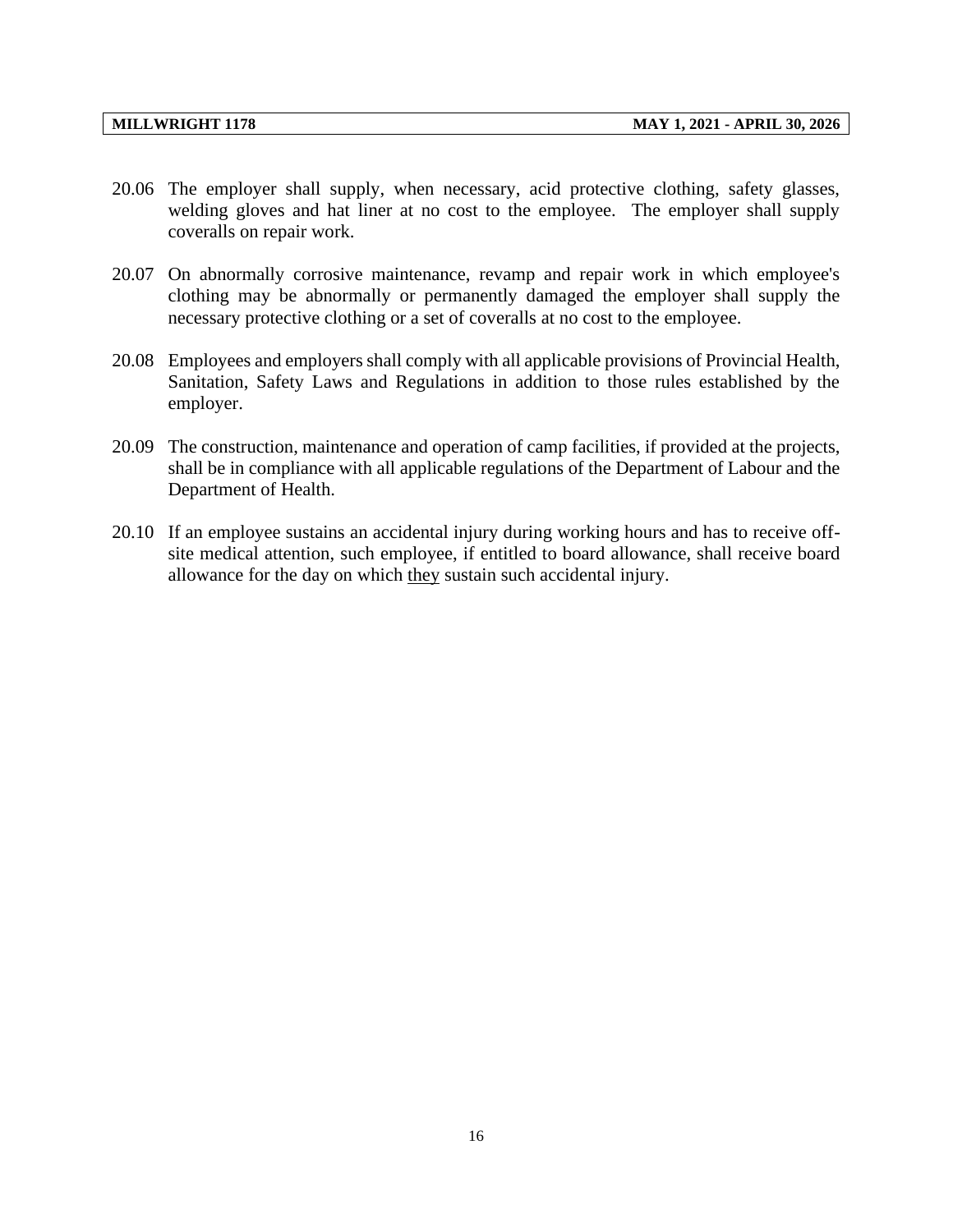20.06 The employer shall supply, when necessary, acid protective clothing, safety glasses, welding gloves and hat liner at no cost to the employee. The employer shall supply coveralls on repair work.

20.07 On abnormally corrosive maintenance, revamp and repair work in which employee's clothing may be abnormally or permanently damaged the employer shall supply the necessary protective clothing or a set of coveralls at no cost to the employee.

20.08 Employees and employers shall comply with all applicable provisions of Provincial Health, Sanitation, Safety Laws and Regulations in addition to those rules established by the employer.

20.09 The construction, maintenance and operation of camp facilities, if provided at the projects, shall be in compliance with all applicable regulations of the Department of Labour and the Department of Health.

20.10 If an employee sustains an accidental injury during working hours and has to receive off-site medical attention, such employee, if entitled to board allowance, shall receive board allowance for the day on which <u>they</u> sustain such accidental injury.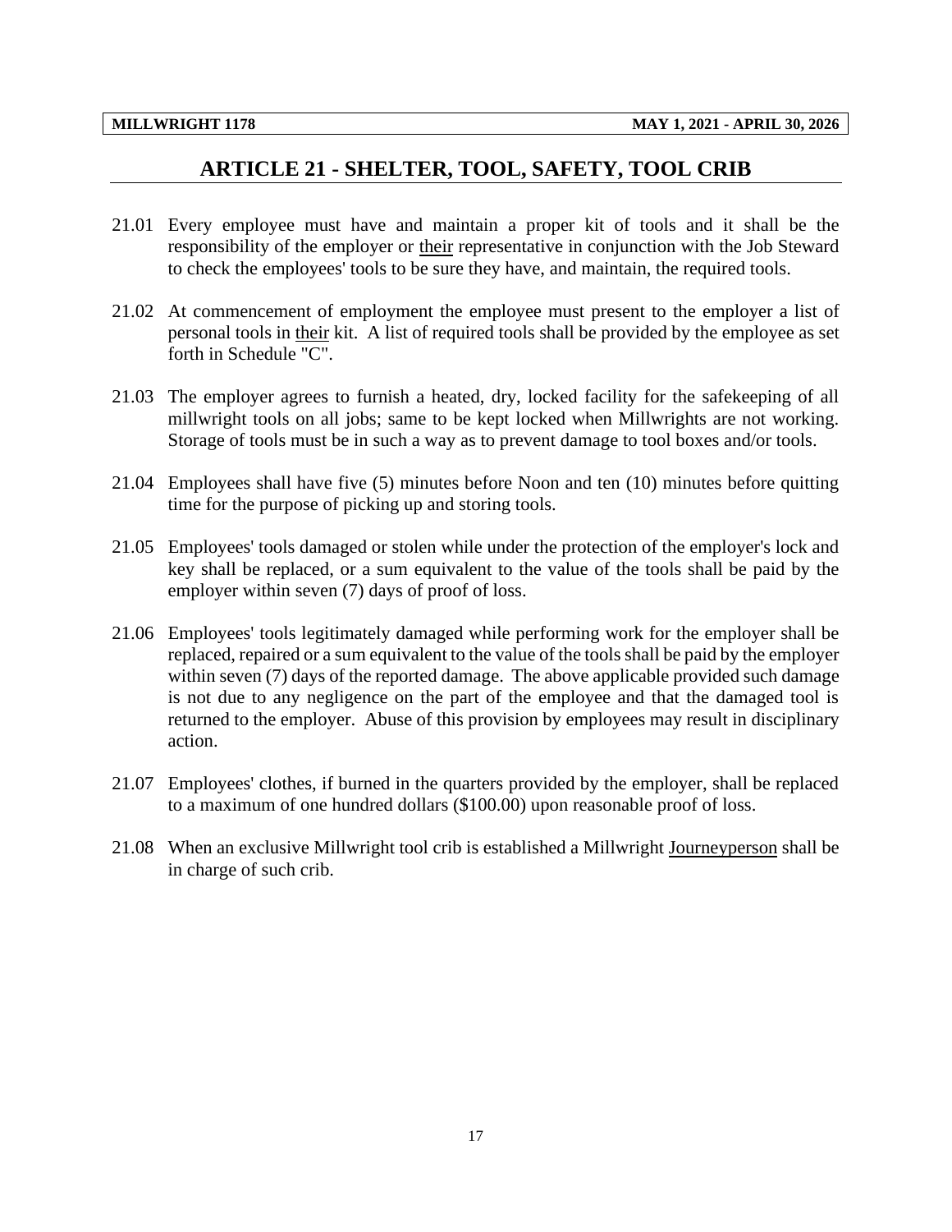## ARTICLE 21 - SHELTER, TOOL, SAFETY, TOOL CRIB

21.01 Every employee must have and maintain a proper kit of tools and it shall be the responsibility of the employer or their representative in conjunction with the Job Steward to check the employees' tools to be sure they have, and maintain, the required tools.

21.02 At commencement of employment the employee must present to the employer a list of personal tools in their kit. A list of required tools shall be provided by the employee as set forth in Schedule "C".

21.03 The employer agrees to furnish a heated, dry, locked facility for the safekeeping of all millwright tools on all jobs; same to be kept locked when Millwrights are not working. Storage of tools must be in such a way as to prevent damage to tool boxes and/or tools.

21.04 Employees shall have five (5) minutes before Noon and ten (10) minutes before quitting time for the purpose of picking up and storing tools.

21.05 Employees' tools damaged or stolen while under the protection of the employer's lock and key shall be replaced, or a sum equivalent to the value of the tools shall be paid by the employer within seven (7) days of proof of loss.

21.06 Employees' tools legitimately damaged while performing work for the employer shall be replaced, repaired or a sum equivalent to the value of the tools shall be paid by the employer within seven (7) days of the reported damage. The above applicable provided such damage is not due to any negligence on the part of the employee and that the damaged tool is returned to the employer. Abuse of this provision by employees may result in disciplinary action.

21.07 Employees' clothes, if burned in the quarters provided by the employer, shall be replaced to a maximum of one hundred dollars ($100.00) upon reasonable proof of loss.

21.08 When an exclusive Millwright tool crib is established a Millwright Journeyperson shall be in charge of such crib.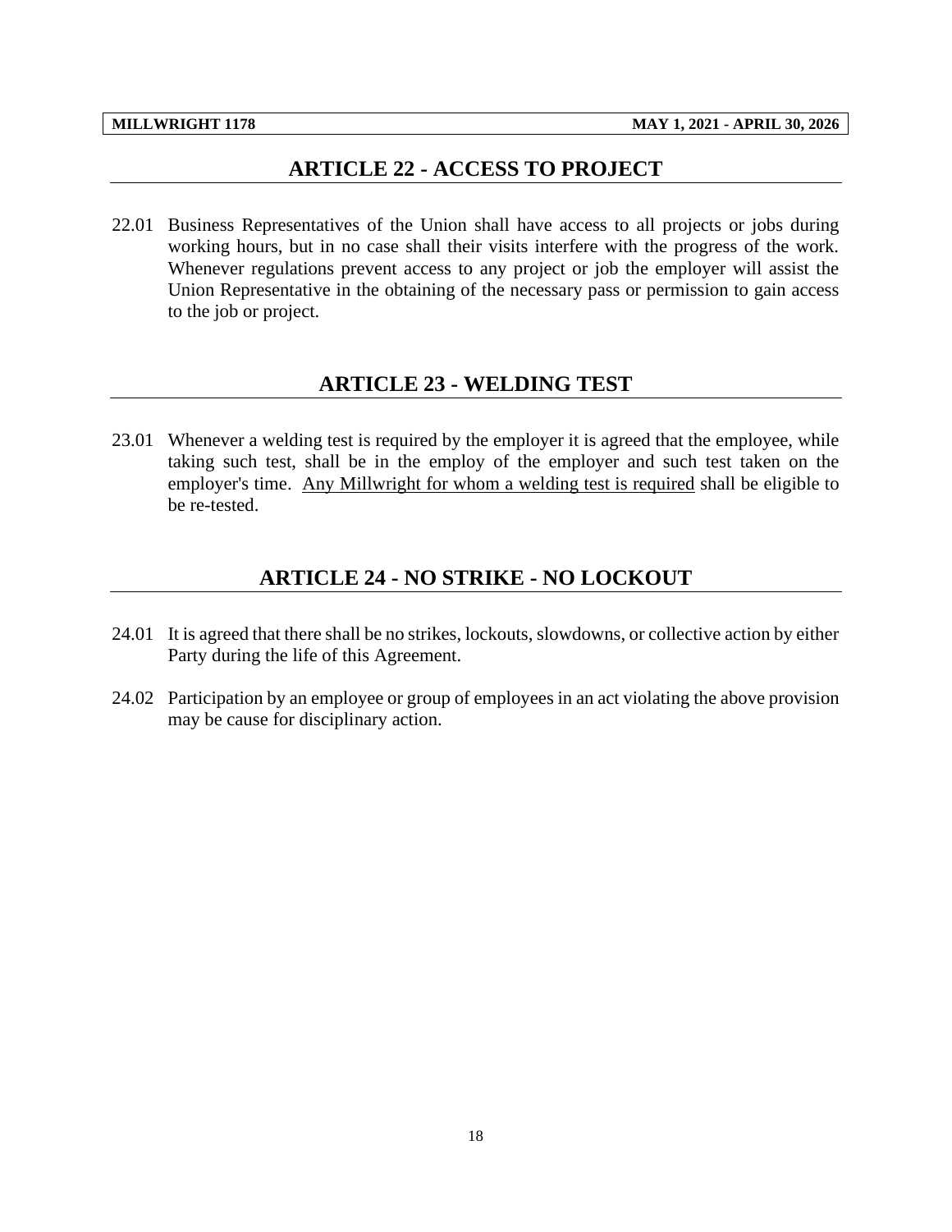## ARTICLE 22 - ACCESS TO PROJECT

22.01 Business Representatives of the Union shall have access to all projects or jobs during working hours, but in no case shall their visits interfere with the progress of the work. Whenever regulations prevent access to any project or job the employer will assist the Union Representative in the obtaining of the necessary pass or permission to gain access to the job or project.

## ARTICLE 23 - WELDING TEST

23.01 Whenever a welding test is required by the employer it is agreed that the employee, while taking such test, shall be in the employ of the employer and such test taken on the employer's time. <u>Any Millwright for whom a welding test is required</u> shall be eligible to be re-tested.

## ARTICLE 24 - NO STRIKE - NO LOCKOUT

24.01 It is agreed that there shall be no strikes, lockouts, slowdowns, or collective action by either Party during the life of this Agreement.

24.02 Participation by an employee or group of employees in an act violating the above provision may be cause for disciplinary action.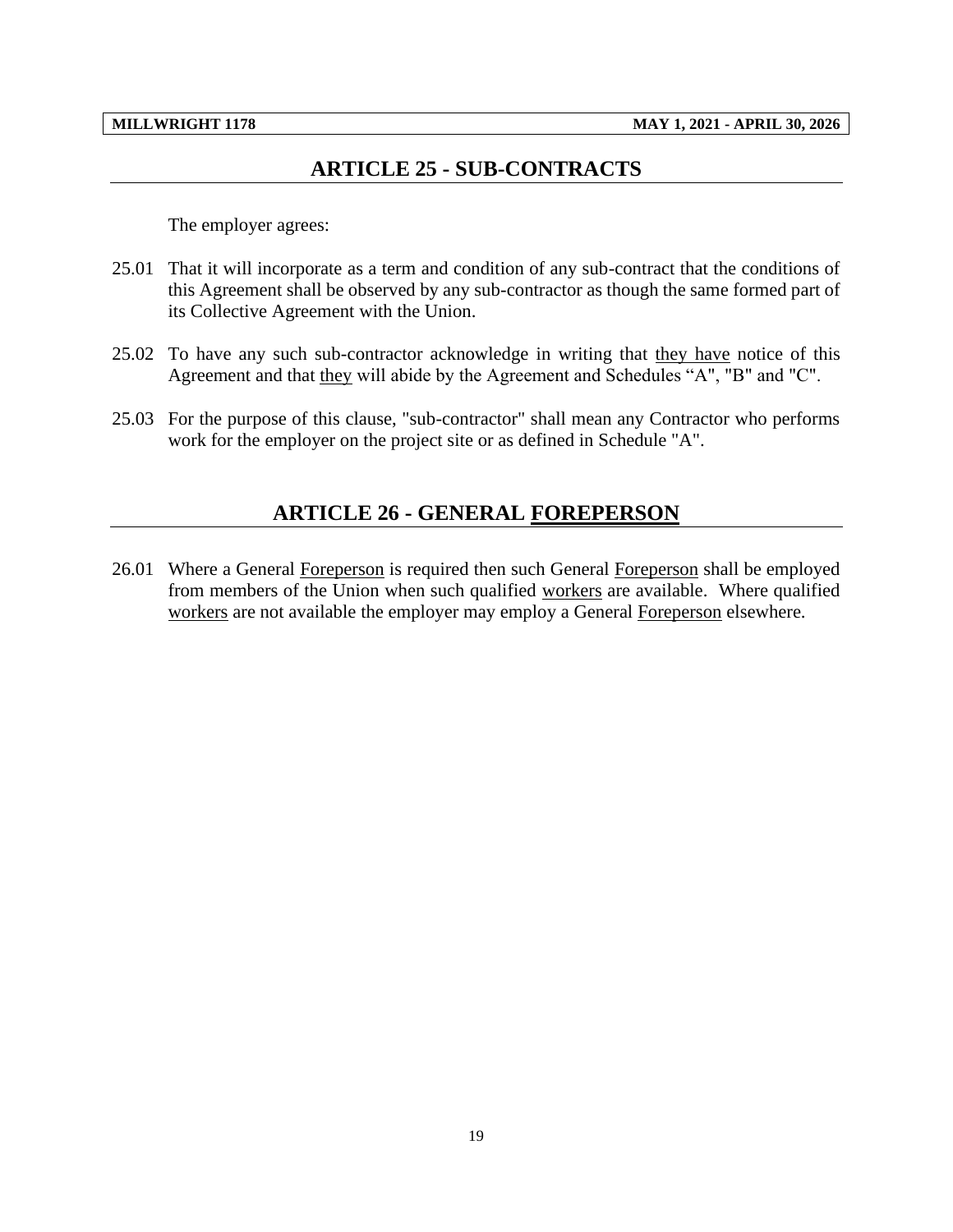## ARTICLE 25 - SUB-CONTRACTS

The employer agrees:

25.01 That it will incorporate as a term and condition of any sub-contract that the conditions of this Agreement shall be observed by any sub-contractor as though the same formed part of its Collective Agreement with the Union.

25.02 To have any such sub-contractor acknowledge in writing that they have notice of this Agreement and that they will abide by the Agreement and Schedules “A", "B" and "C".

25.03 For the purpose of this clause, "sub-contractor" shall mean any Contractor who performs work for the employer on the project site or as defined in Schedule "A".

## ARTICLE 26 - GENERAL FOREPERSON

26.01 Where a General Foreperson is required then such General Foreperson shall be employed from members of the Union when such qualified workers are available. Where qualified workers are not available the employer may employ a General Foreperson elsewhere.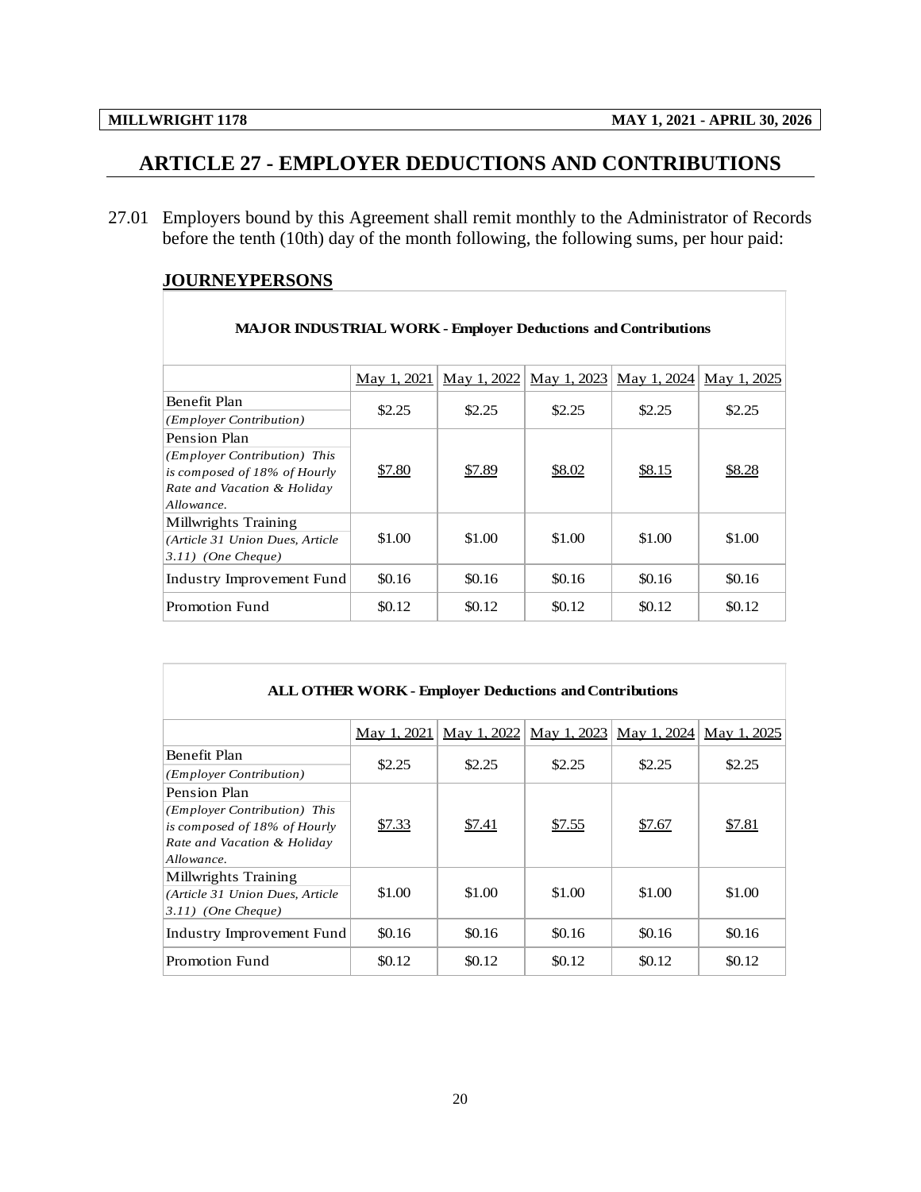# ARTICLE 27 - EMPLOYER DEDUCTIONS AND CONTRIBUTIONS

27.01 Employers bound by this Agreement shall remit monthly to the Administrator of Records before the tenth (10th) day of the month following, the following sums, per hour paid:

**JOURNEYPERSONS**

**MAJOR INDUSTRIAL WORK - Employer Deductions and Contributions**

| | May 1, 2021 | May 1, 2022 | May 1, 2023 | May 1, 2024 | May 1, 2025 |
|---|---|---|---|---|---|
| Benefit Plan *(Employer Contribution)* | $2.25 | $2.25 | $2.25 | $2.25 | $2.25 |
| Pension Plan *(Employer Contribution) This is composed of 18% of Hourly Rate and Vacation & Holiday Allowance.* | $7.80 | $7.89 | $8.02 | $8.15 | $8.28 |
| Millwrights Training *(Article 31 Union Dues, Article 3.11) (One Cheque)* | $1.00 | $1.00 | $1.00 | $1.00 | $1.00 |
| Industry Improvement Fund | $0.16 | $0.16 | $0.16 | $0.16 | $0.16 |
| Promotion Fund | $0.12 | $0.12 | $0.12 | $0.12 | $0.12 |

**ALL OTHER WORK - Employer Deductions and Contributions**

| | May 1, 2021 | May 1, 2022 | May 1, 2023 | May 1, 2024 | May 1, 2025 |
|---|---|---|---|---|---|
| Benefit Plan *(Employer Contribution)* | $2.25 | $2.25 | $2.25 | $2.25 | $2.25 |
| Pension Plan *(Employer Contribution) This is composed of 18% of Hourly Rate and Vacation & Holiday Allowance.* | $7.33 | $7.41 | $7.55 | $7.67 | $7.81 |
| Millwrights Training *(Article 31 Union Dues, Article 3.11) (One Cheque)* | $1.00 | $1.00 | $1.00 | $1.00 | $1.00 |
| Industry Improvement Fund | $0.16 | $0.16 | $0.16 | $0.16 | $0.16 |
| Promotion Fund | $0.12 | $0.12 | $0.12 | $0.12 | $0.12 |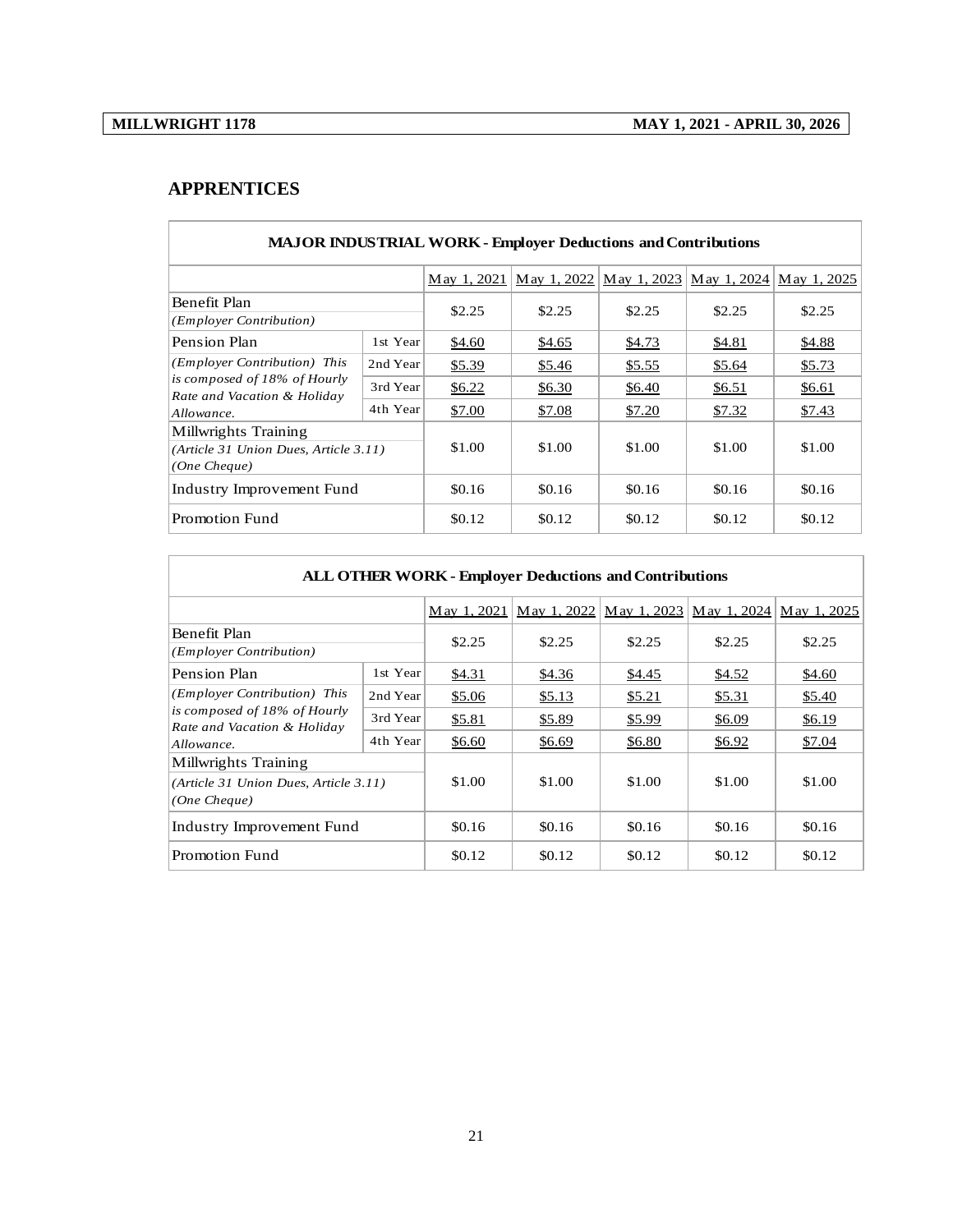## APPRENTICES

| MAJOR INDUSTRIAL WORK - Employer Deductions and Contributions | | | | | | |
|---|---|---|---|---|---|---|
| | | May 1, 2021 | May 1, 2022 | May 1, 2023 | May 1, 2024 | May 1, 2025 |
| Benefit Plan *(Employer Contribution)* | | $2.25 | $2.25 | $2.25 | $2.25 | $2.25 |
| Pension Plan | 1st Year | $4.60 | $4.65 | $4.73 | $4.81 | $4.88 |
| *(Employer Contribution) This* | 2nd Year | $5.39 | $5.46 | $5.55 | $5.64 | $5.73 |
| *is composed of 18% of Hourly Rate and Vacation & Holiday* | 3rd Year | $6.22 | $6.30 | $6.40 | $6.51 | $6.61 |
| *Allowance.* | 4th Year | $7.00 | $7.08 | $7.20 | $7.32 | $7.43 |
| Millwrights Training *(Article 31 Union Dues, Article 3.11) (One Cheque)* | | $1.00 | $1.00 | $1.00 | $1.00 | $1.00 |
| Industry Improvement Fund | | $0.16 | $0.16 | $0.16 | $0.16 | $0.16 |
| Promotion Fund | | $0.12 | $0.12 | $0.12 | $0.12 | $0.12 |

| ALL OTHER WORK - Employer Deductions and Contributions | | | | | | |
|---|---|---|---|---|---|---|
| | | May 1, 2021 | May 1, 2022 | May 1, 2023 | May 1, 2024 | May 1, 2025 |
| Benefit Plan *(Employer Contribution)* | | $2.25 | $2.25 | $2.25 | $2.25 | $2.25 |
| Pension Plan | 1st Year | $4.31 | $4.36 | $4.45 | $4.52 | $4.60 |
| *(Employer Contribution) This* | 2nd Year | $5.06 | $5.13 | $5.21 | $5.31 | $5.40 |
| *is composed of 18% of Hourly Rate and Vacation & Holiday* | 3rd Year | $5.81 | $5.89 | $5.99 | $6.09 | $6.19 |
| *Allowance.* | 4th Year | $6.60 | $6.69 | $6.80 | $6.92 | $7.04 |
| Millwrights Training *(Article 31 Union Dues, Article 3.11) (One Cheque)* | | $1.00 | $1.00 | $1.00 | $1.00 | $1.00 |
| Industry Improvement Fund | | $0.16 | $0.16 | $0.16 | $0.16 | $0.16 |
| Promotion Fund | | $0.12 | $0.12 | $0.12 | $0.12 | $0.12 |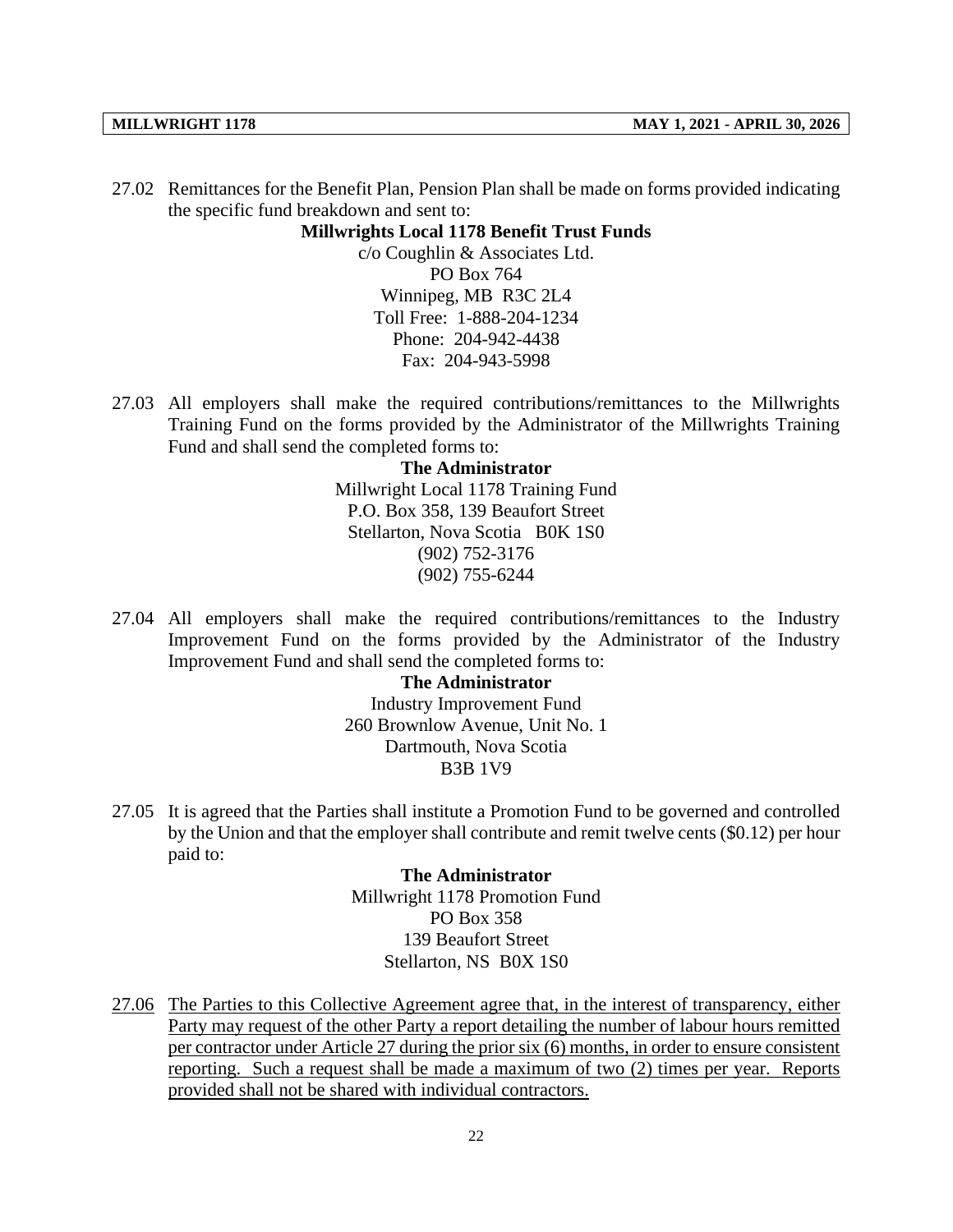27.02 Remittances for the Benefit Plan, Pension Plan shall be made on forms provided indicating the specific fund breakdown and sent to:

**Millwrights Local 1178 Benefit Trust Funds**
c/o Coughlin & Associates Ltd.
PO Box 764
Winnipeg, MB R3C 2L4
Toll Free: 1-888-204-1234
Phone: 204-942-4438
Fax: 204-943-5998

27.03 All employers shall make the required contributions/remittances to the Millwrights Training Fund on the forms provided by the Administrator of the Millwrights Training Fund and shall send the completed forms to:

**The Administrator**
Millwright Local 1178 Training Fund
P.O. Box 358, 139 Beaufort Street
Stellarton, Nova Scotia B0K 1S0
(902) 752-3176
(902) 755-6244

27.04 All employers shall make the required contributions/remittances to the Industry Improvement Fund on the forms provided by the Administrator of the Industry Improvement Fund and shall send the completed forms to:

**The Administrator**
Industry Improvement Fund
260 Brownlow Avenue, Unit No. 1
Dartmouth, Nova Scotia
B3B 1V9

27.05 It is agreed that the Parties shall institute a Promotion Fund to be governed and controlled by the Union and that the employer shall contribute and remit twelve cents ($0.12) per hour paid to:

**The Administrator**
Millwright 1178 Promotion Fund
PO Box 358
139 Beaufort Street
Stellarton, NS B0X 1S0

<u>27.06 The Parties to this Collective Agreement agree that, in the interest of transparency, either Party may request of the other Party a report detailing the number of labour hours remitted per contractor under Article 27 during the prior six (6) months, in order to ensure consistent reporting. Such a request shall be made a maximum of two (2) times per year. Reports provided shall not be shared with individual contractors.</u>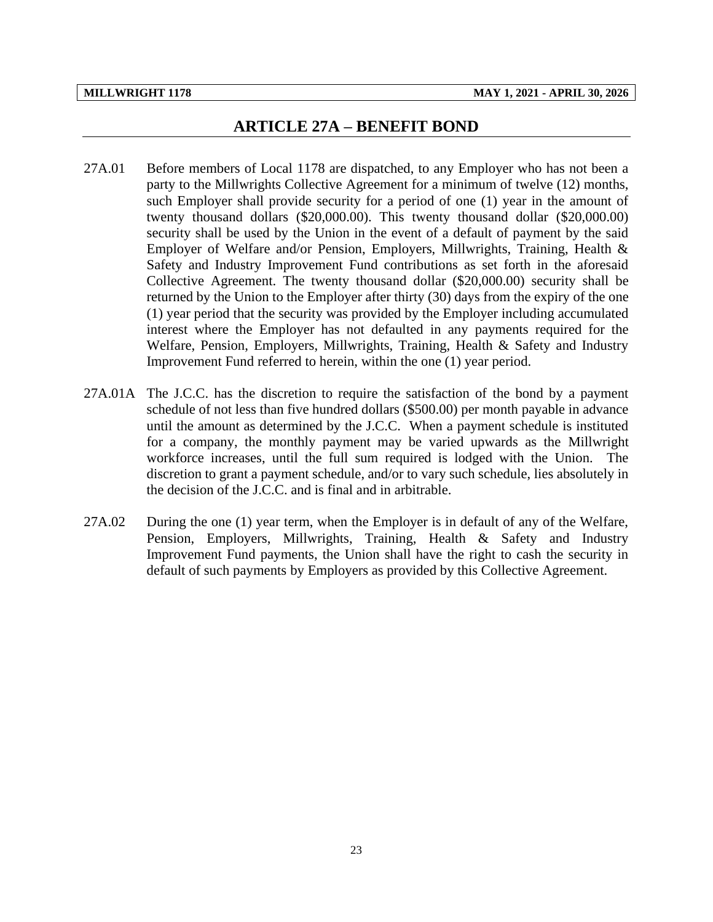## ARTICLE 27A – BENEFIT BOND

27A.01 Before members of Local 1178 are dispatched, to any Employer who has not been a party to the Millwrights Collective Agreement for a minimum of twelve (12) months, such Employer shall provide security for a period of one (1) year in the amount of twenty thousand dollars ($20,000.00). This twenty thousand dollar ($20,000.00) security shall be used by the Union in the event of a default of payment by the said Employer of Welfare and/or Pension, Employers, Millwrights, Training, Health & Safety and Industry Improvement Fund contributions as set forth in the aforesaid Collective Agreement. The twenty thousand dollar ($20,000.00) security shall be returned by the Union to the Employer after thirty (30) days from the expiry of the one (1) year period that the security was provided by the Employer including accumulated interest where the Employer has not defaulted in any payments required for the Welfare, Pension, Employers, Millwrights, Training, Health & Safety and Industry Improvement Fund referred to herein, within the one (1) year period.

27A.01A The J.C.C. has the discretion to require the satisfaction of the bond by a payment schedule of not less than five hundred dollars ($500.00) per month payable in advance until the amount as determined by the J.C.C. When a payment schedule is instituted for a company, the monthly payment may be varied upwards as the Millwright workforce increases, until the full sum required is lodged with the Union. The discretion to grant a payment schedule, and/or to vary such schedule, lies absolutely in the decision of the J.C.C. and is final and in arbitrable.

27A.02 During the one (1) year term, when the Employer is in default of any of the Welfare, Pension, Employers, Millwrights, Training, Health & Safety and Industry Improvement Fund payments, the Union shall have the right to cash the security in default of such payments by Employers as provided by this Collective Agreement.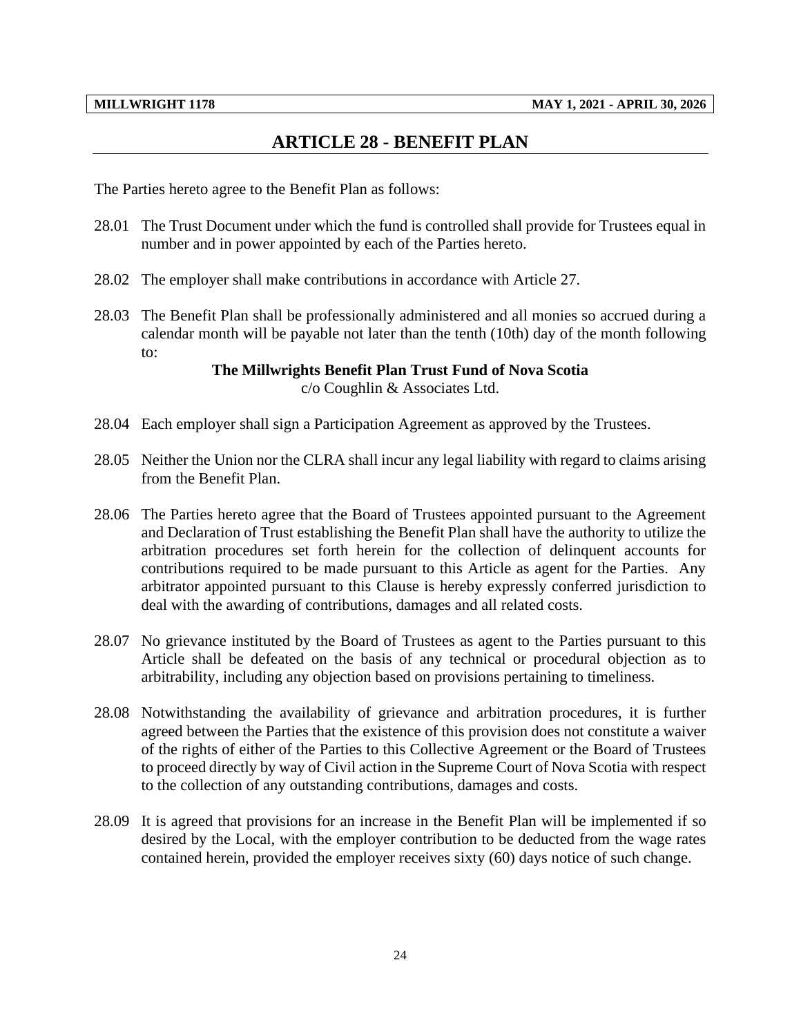# ARTICLE 28 - BENEFIT PLAN

The Parties hereto agree to the Benefit Plan as follows:

28.01 The Trust Document under which the fund is controlled shall provide for Trustees equal in number and in power appointed by each of the Parties hereto.

28.02 The employer shall make contributions in accordance with Article 27.

28.03 The Benefit Plan shall be professionally administered and all monies so accrued during a calendar month will be payable not later than the tenth (10th) day of the month following to:

**The Millwrights Benefit Plan Trust Fund of Nova Scotia**
c/o Coughlin & Associates Ltd.

28.04 Each employer shall sign a Participation Agreement as approved by the Trustees.

28.05 Neither the Union nor the CLRA shall incur any legal liability with regard to claims arising from the Benefit Plan.

28.06 The Parties hereto agree that the Board of Trustees appointed pursuant to the Agreement and Declaration of Trust establishing the Benefit Plan shall have the authority to utilize the arbitration procedures set forth herein for the collection of delinquent accounts for contributions required to be made pursuant to this Article as agent for the Parties. Any arbitrator appointed pursuant to this Clause is hereby expressly conferred jurisdiction to deal with the awarding of contributions, damages and all related costs.

28.07 No grievance instituted by the Board of Trustees as agent to the Parties pursuant to this Article shall be defeated on the basis of any technical or procedural objection as to arbitrability, including any objection based on provisions pertaining to timeliness.

28.08 Notwithstanding the availability of grievance and arbitration procedures, it is further agreed between the Parties that the existence of this provision does not constitute a waiver of the rights of either of the Parties to this Collective Agreement or the Board of Trustees to proceed directly by way of Civil action in the Supreme Court of Nova Scotia with respect to the collection of any outstanding contributions, damages and costs.

28.09 It is agreed that provisions for an increase in the Benefit Plan will be implemented if so desired by the Local, with the employer contribution to be deducted from the wage rates contained herein, provided the employer receives sixty (60) days notice of such change.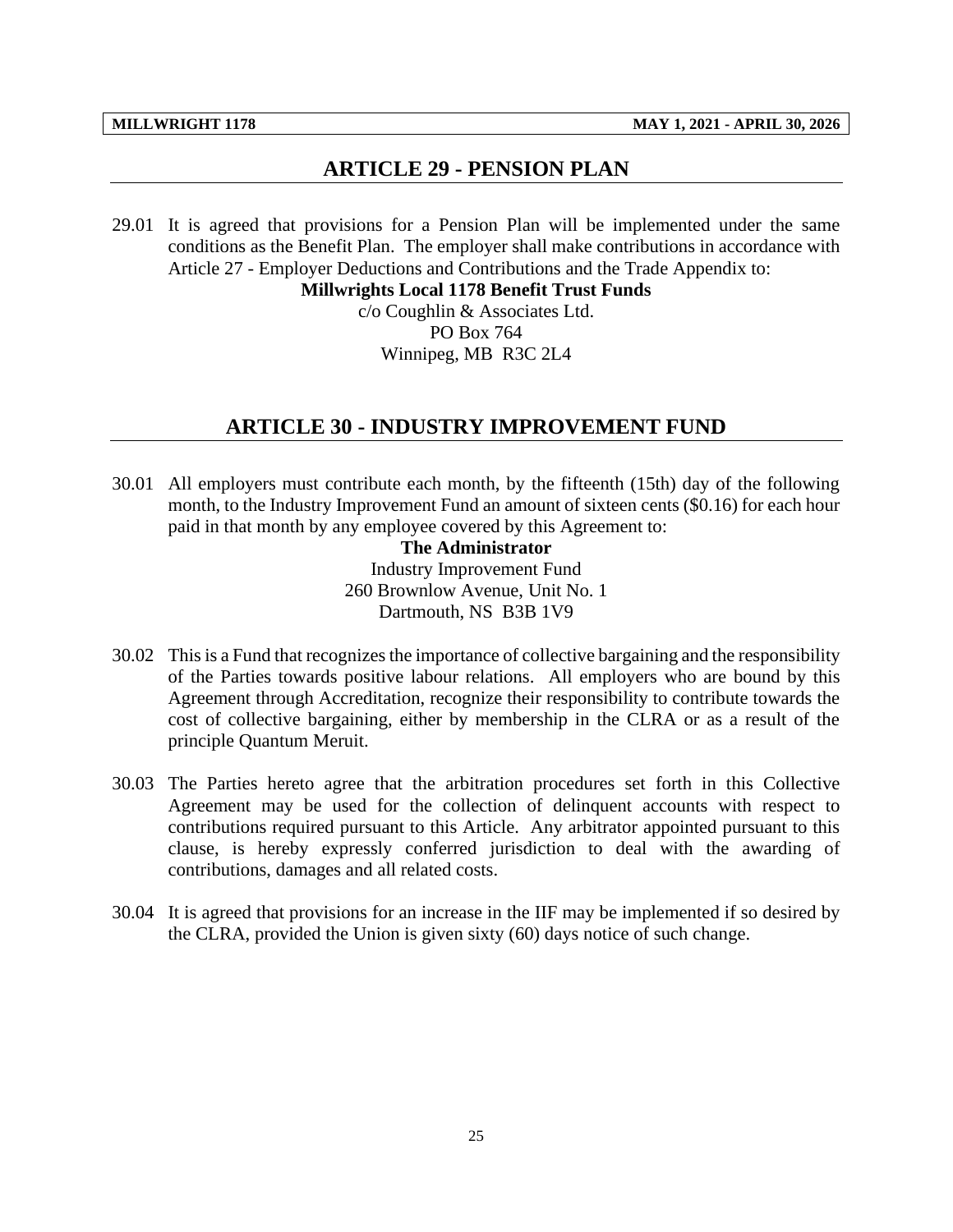## ARTICLE 29 - PENSION PLAN

29.01 It is agreed that provisions for a Pension Plan will be implemented under the same conditions as the Benefit Plan. The employer shall make contributions in accordance with Article 27 - Employer Deductions and Contributions and the Trade Appendix to:

**Millwrights Local 1178 Benefit Trust Funds**
c/o Coughlin & Associates Ltd.
PO Box 764
Winnipeg, MB R3C 2L4

## ARTICLE 30 - INDUSTRY IMPROVEMENT FUND

30.01 All employers must contribute each month, by the fifteenth (15th) day of the following month, to the Industry Improvement Fund an amount of sixteen cents ($0.16) for each hour paid in that month by any employee covered by this Agreement to:

**The Administrator**
Industry Improvement Fund
260 Brownlow Avenue, Unit No. 1
Dartmouth, NS B3B 1V9

30.02 This is a Fund that recognizes the importance of collective bargaining and the responsibility of the Parties towards positive labour relations. All employers who are bound by this Agreement through Accreditation, recognize their responsibility to contribute towards the cost of collective bargaining, either by membership in the CLRA or as a result of the principle Quantum Meruit.

30.03 The Parties hereto agree that the arbitration procedures set forth in this Collective Agreement may be used for the collection of delinquent accounts with respect to contributions required pursuant to this Article. Any arbitrator appointed pursuant to this clause, is hereby expressly conferred jurisdiction to deal with the awarding of contributions, damages and all related costs.

30.04 It is agreed that provisions for an increase in the IIF may be implemented if so desired by the CLRA, provided the Union is given sixty (60) days notice of such change.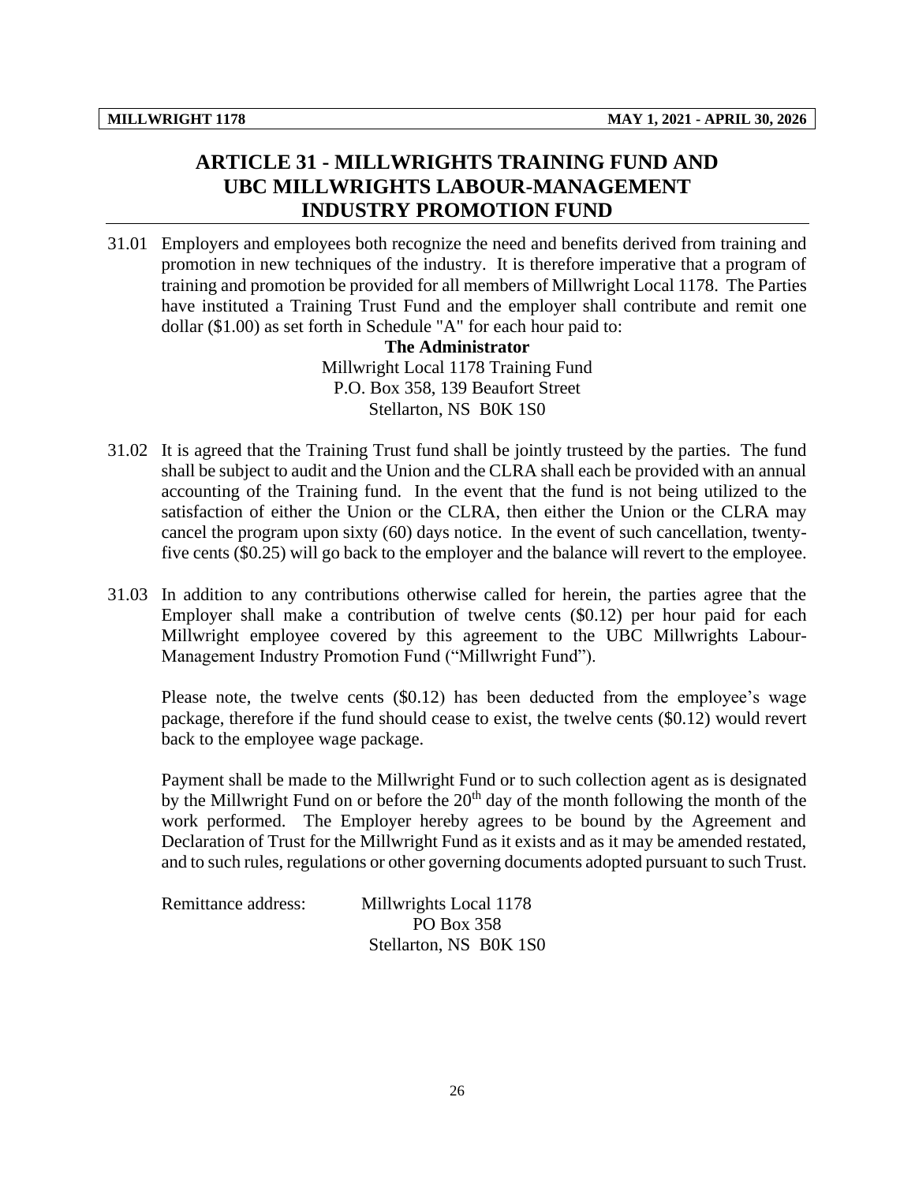# ARTICLE 31 - MILLWRIGHTS TRAINING FUND AND UBC MILLWRIGHTS LABOUR-MANAGEMENT INDUSTRY PROMOTION FUND

31.01 Employers and employees both recognize the need and benefits derived from training and promotion in new techniques of the industry. It is therefore imperative that a program of training and promotion be provided for all members of Millwright Local 1178. The Parties have instituted a Training Trust Fund and the employer shall contribute and remit one dollar ($1.00) as set forth in Schedule "A" for each hour paid to:

**The Administrator**
Millwright Local 1178 Training Fund
P.O. Box 358, 139 Beaufort Street
Stellarton, NS B0K 1S0

31.02 It is agreed that the Training Trust fund shall be jointly trusteed by the parties. The fund shall be subject to audit and the Union and the CLRA shall each be provided with an annual accounting of the Training fund. In the event that the fund is not being utilized to the satisfaction of either the Union or the CLRA, then either the Union or the CLRA may cancel the program upon sixty (60) days notice. In the event of such cancellation, twenty-five cents ($0.25) will go back to the employer and the balance will revert to the employee.

31.03 In addition to any contributions otherwise called for herein, the parties agree that the Employer shall make a contribution of twelve cents ($0.12) per hour paid for each Millwright employee covered by this agreement to the UBC Millwrights Labour-Management Industry Promotion Fund ("Millwright Fund").

Please note, the twelve cents ($0.12) has been deducted from the employee's wage package, therefore if the fund should cease to exist, the twelve cents ($0.12) would revert back to the employee wage package.

Payment shall be made to the Millwright Fund or to such collection agent as is designated by the Millwright Fund on or before the 20th day of the month following the month of the work performed. The Employer hereby agrees to be bound by the Agreement and Declaration of Trust for the Millwright Fund as it exists and as it may be amended restated, and to such rules, regulations or other governing documents adopted pursuant to such Trust.

Remittance address: Millwrights Local 1178
PO Box 358
Stellarton, NS B0K 1S0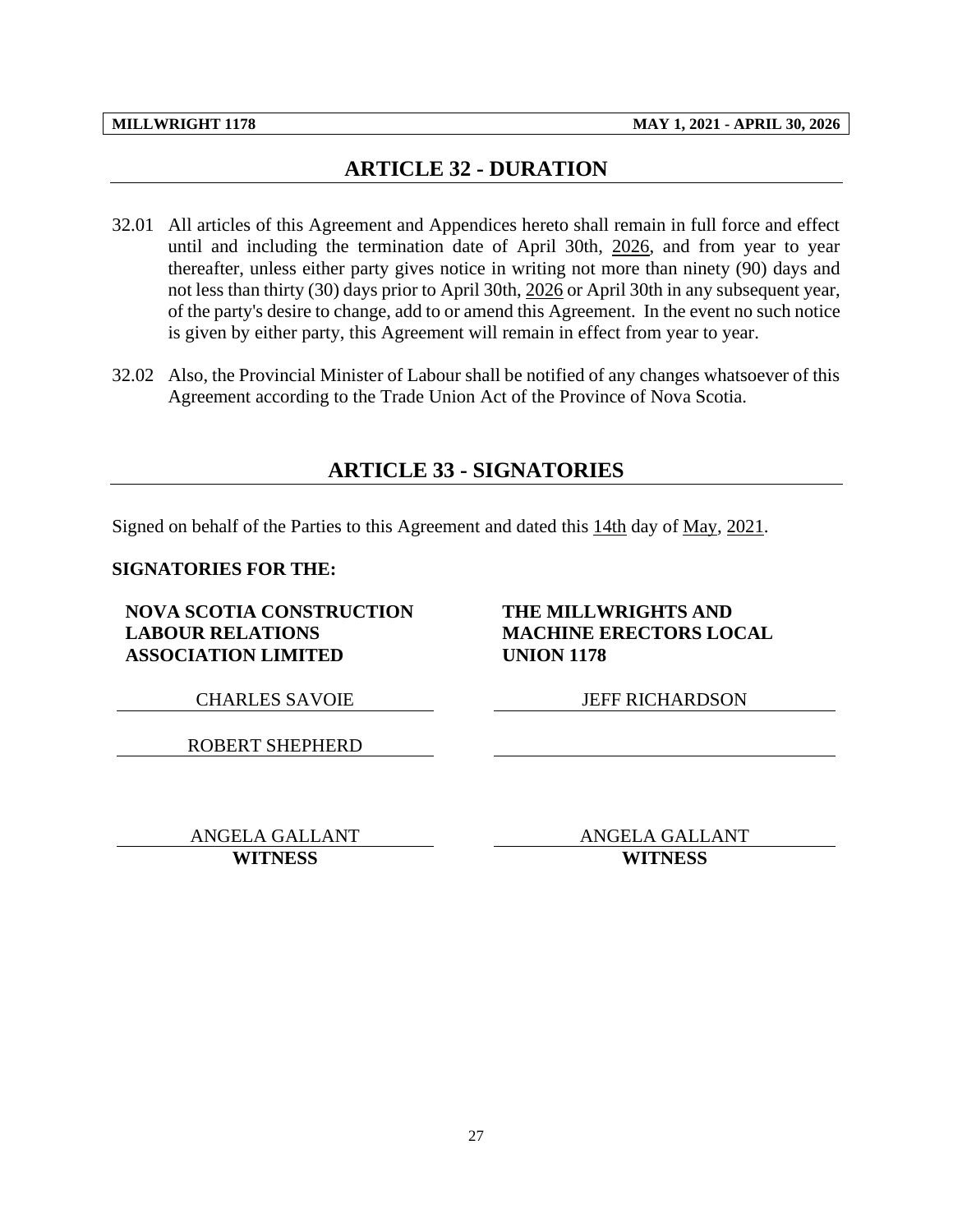## ARTICLE 32 - DURATION

32.01 All articles of this Agreement and Appendices hereto shall remain in full force and effect until and including the termination date of April 30th, 2026, and from year to year thereafter, unless either party gives notice in writing not more than ninety (90) days and not less than thirty (30) days prior to April 30th, 2026 or April 30th in any subsequent year, of the party's desire to change, add to or amend this Agreement. In the event no such notice is given by either party, this Agreement will remain in effect from year to year.

32.02 Also, the Provincial Minister of Labour shall be notified of any changes whatsoever of this Agreement according to the Trade Union Act of the Province of Nova Scotia.

## ARTICLE 33 - SIGNATORIES

Signed on behalf of the Parties to this Agreement and dated this 14th day of May, 2021.

**SIGNATORIES FOR THE:**

| **NOVA SCOTIA CONSTRUCTION LABOUR RELATIONS ASSOCIATION LIMITED** | **THE MILLWRIGHTS AND MACHINE ERECTORS LOCAL UNION 1178** |
|---|---|
| CHARLES SAVOIE | JEFF RICHARDSON |
| ROBERT SHEPHERD | |
| ANGELA GALLANT<br>**WITNESS** | ANGELA GALLANT<br>**WITNESS** |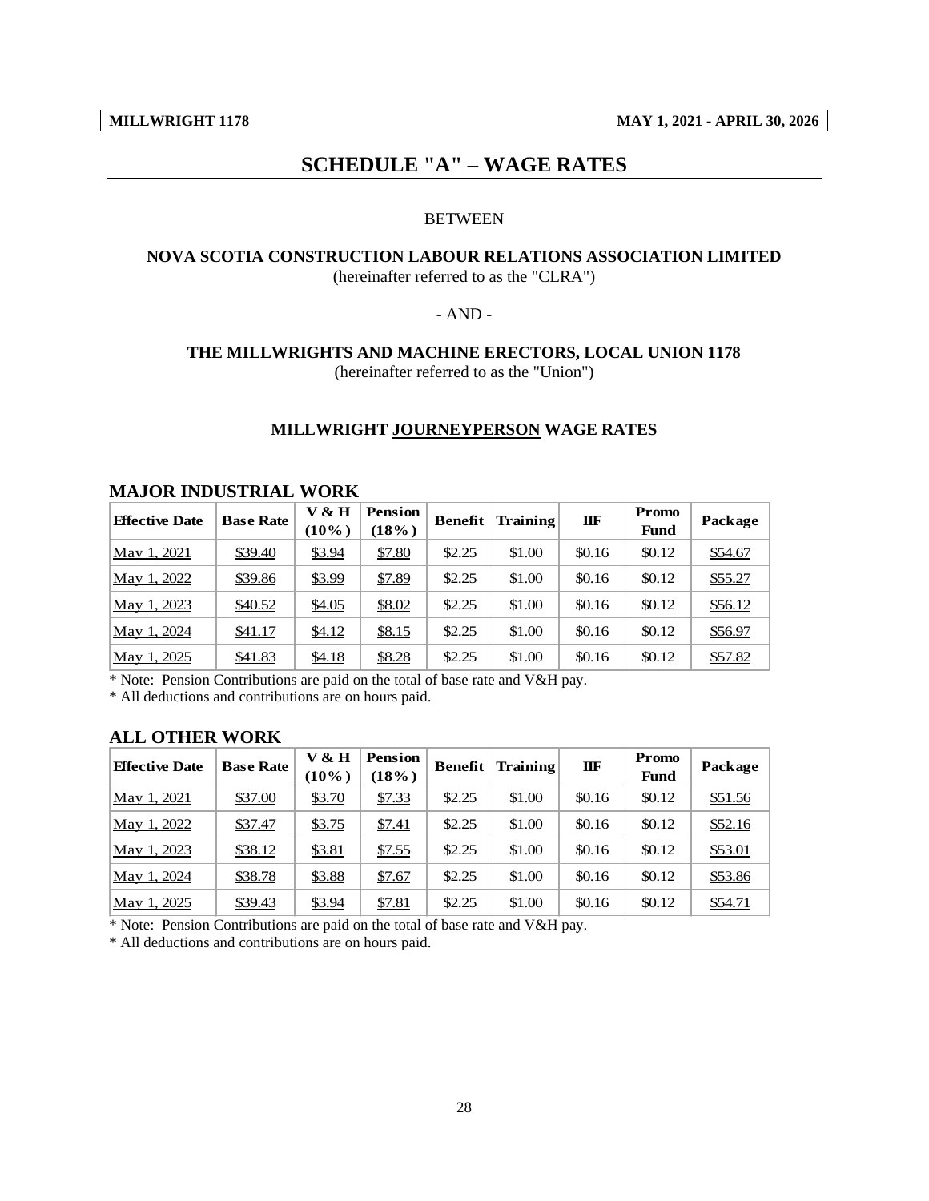# SCHEDULE "A" – WAGE RATES

BETWEEN

**NOVA SCOTIA CONSTRUCTION LABOUR RELATIONS ASSOCIATION LIMITED**
(hereinafter referred to as the "CLRA")

- AND -

**THE MILLWRIGHTS AND MACHINE ERECTORS, LOCAL UNION 1178**
(hereinafter referred to as the "Union")

**MILLWRIGHT JOURNEYPERSON WAGE RATES**

## MAJOR INDUSTRIAL WORK

| Effective Date | Base Rate | V & H (10%) | Pension (18%) | Benefit | Training | IIF | Promo Fund | Package |
|---|---|---|---|---|---|---|---|---|
| May 1, 2021 | $39.40 | $3.94 | $7.80 | $2.25 | $1.00 | $0.16 | $0.12 | $54.67 |
| May 1, 2022 | $39.86 | $3.99 | $7.89 | $2.25 | $1.00 | $0.16 | $0.12 | $55.27 |
| May 1, 2023 | $40.52 | $4.05 | $8.02 | $2.25 | $1.00 | $0.16 | $0.12 | $56.12 |
| May 1, 2024 | $41.17 | $4.12 | $8.15 | $2.25 | $1.00 | $0.16 | $0.12 | $56.97 |
| May 1, 2025 | $41.83 | $4.18 | $8.28 | $2.25 | $1.00 | $0.16 | $0.12 | $57.82 |

* Note: Pension Contributions are paid on the total of base rate and V&H pay.
* All deductions and contributions are on hours paid.

## ALL OTHER WORK

| Effective Date | Base Rate | V & H (10%) | Pension (18%) | Benefit | Training | IIF | Promo Fund | Package |
|---|---|---|---|---|---|---|---|---|
| May 1, 2021 | $37.00 | $3.70 | $7.33 | $2.25 | $1.00 | $0.16 | $0.12 | $51.56 |
| May 1, 2022 | $37.47 | $3.75 | $7.41 | $2.25 | $1.00 | $0.16 | $0.12 | $52.16 |
| May 1, 2023 | $38.12 | $3.81 | $7.55 | $2.25 | $1.00 | $0.16 | $0.12 | $53.01 |
| May 1, 2024 | $38.78 | $3.88 | $7.67 | $2.25 | $1.00 | $0.16 | $0.12 | $53.86 |
| May 1, 2025 | $39.43 | $3.94 | $7.81 | $2.25 | $1.00 | $0.16 | $0.12 | $54.71 |

* Note: Pension Contributions are paid on the total of base rate and V&H pay.
* All deductions and contributions are on hours paid.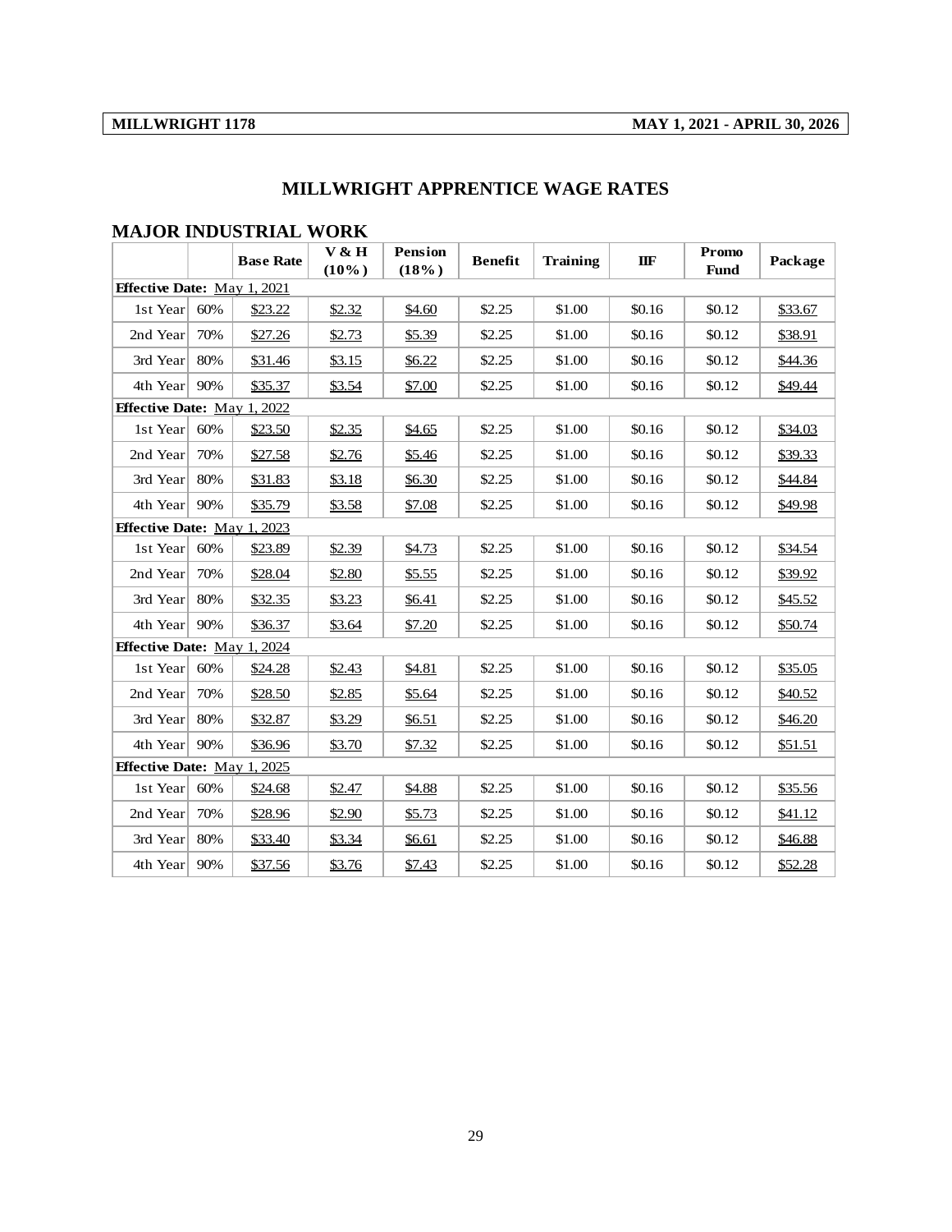**MILLWRIGHT 1178 — MAY 1, 2021 - APRIL 30, 2026**

# MILLWRIGHT APPRENTICE WAGE RATES

## MAJOR INDUSTRIAL WORK

| | | Base Rate | V & H (10%) | Pension (18%) | Benefit | Training | IIF | Promo Fund | Package |
|---|---|---|---|---|---|---|---|---|---|
| **Effective Date:** May 1, 2021 | | | | | | | | | |
| 1st Year | 60% | $23.22 | $2.32 | $4.60 | $2.25 | $1.00 | $0.16 | $0.12 | $33.67 |
| 2nd Year | 70% | $27.26 | $2.73 | $5.39 | $2.25 | $1.00 | $0.16 | $0.12 | $38.91 |
| 3rd Year | 80% | $31.46 | $3.15 | $6.22 | $2.25 | $1.00 | $0.16 | $0.12 | $44.36 |
| 4th Year | 90% | $35.37 | $3.54 | $7.00 | $2.25 | $1.00 | $0.16 | $0.12 | $49.44 |
| **Effective Date:** May 1, 2022 | | | | | | | | | |
| 1st Year | 60% | $23.50 | $2.35 | $4.65 | $2.25 | $1.00 | $0.16 | $0.12 | $34.03 |
| 2nd Year | 70% | $27.58 | $2.76 | $5.46 | $2.25 | $1.00 | $0.16 | $0.12 | $39.33 |
| 3rd Year | 80% | $31.83 | $3.18 | $6.30 | $2.25 | $1.00 | $0.16 | $0.12 | $44.84 |
| 4th Year | 90% | $35.79 | $3.58 | $7.08 | $2.25 | $1.00 | $0.16 | $0.12 | $49.98 |
| **Effective Date:** May 1, 2023 | | | | | | | | | |
| 1st Year | 60% | $23.89 | $2.39 | $4.73 | $2.25 | $1.00 | $0.16 | $0.12 | $34.54 |
| 2nd Year | 70% | $28.04 | $2.80 | $5.55 | $2.25 | $1.00 | $0.16 | $0.12 | $39.92 |
| 3rd Year | 80% | $32.35 | $3.23 | $6.41 | $2.25 | $1.00 | $0.16 | $0.12 | $45.52 |
| 4th Year | 90% | $36.37 | $3.64 | $7.20 | $2.25 | $1.00 | $0.16 | $0.12 | $50.74 |
| **Effective Date:** May 1, 2024 | | | | | | | | | |
| 1st Year | 60% | $24.28 | $2.43 | $4.81 | $2.25 | $1.00 | $0.16 | $0.12 | $35.05 |
| 2nd Year | 70% | $28.50 | $2.85 | $5.64 | $2.25 | $1.00 | $0.16 | $0.12 | $40.52 |
| 3rd Year | 80% | $32.87 | $3.29 | $6.51 | $2.25 | $1.00 | $0.16 | $0.12 | $46.20 |
| 4th Year | 90% | $36.96 | $3.70 | $7.32 | $2.25 | $1.00 | $0.16 | $0.12 | $51.51 |
| **Effective Date:** May 1, 2025 | | | | | | | | | |
| 1st Year | 60% | $24.68 | $2.47 | $4.88 | $2.25 | $1.00 | $0.16 | $0.12 | $35.56 |
| 2nd Year | 70% | $28.96 | $2.90 | $5.73 | $2.25 | $1.00 | $0.16 | $0.12 | $41.12 |
| 3rd Year | 80% | $33.40 | $3.34 | $6.61 | $2.25 | $1.00 | $0.16 | $0.12 | $46.88 |
| 4th Year | 90% | $37.56 | $3.76 | $7.43 | $2.25 | $1.00 | $0.16 | $0.12 | $52.28 |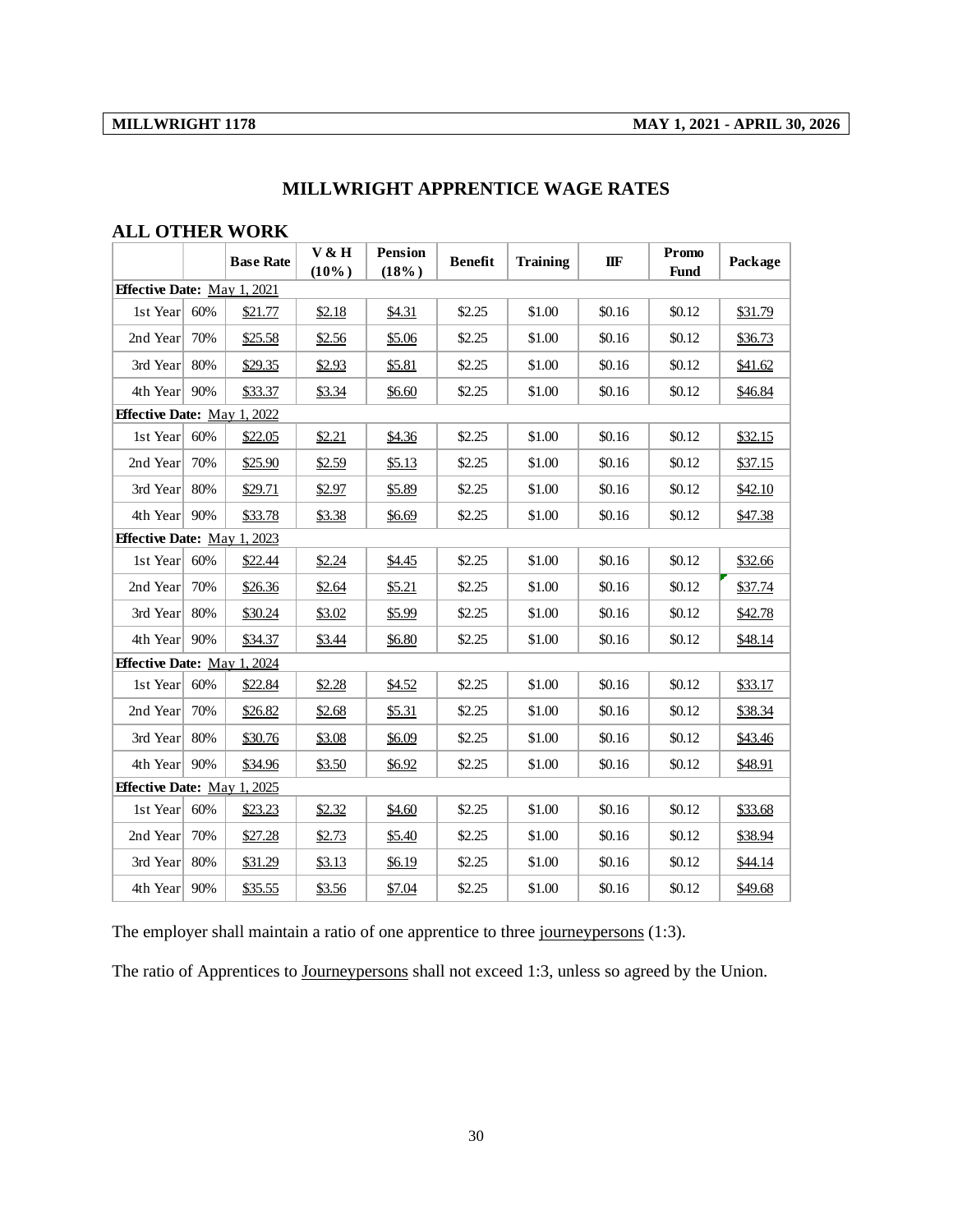# MILLWRIGHT APPRENTICE WAGE RATES

## ALL OTHER WORK

| | | Base Rate | V & H (10%) | Pension (18%) | Benefit | Training | IIF | Promo Fund | Package |
|---|---|---|---|---|---|---|---|---|---|
| **Effective Date:** May 1, 2021 | | | | | | | | | |
| 1st Year | 60% | $21.77 | $2.18 | $4.31 | $2.25 | $1.00 | $0.16 | $0.12 | $31.79 |
| 2nd Year | 70% | $25.58 | $2.56 | $5.06 | $2.25 | $1.00 | $0.16 | $0.12 | $36.73 |
| 3rd Year | 80% | $29.35 | $2.93 | $5.81 | $2.25 | $1.00 | $0.16 | $0.12 | $41.62 |
| 4th Year | 90% | $33.37 | $3.34 | $6.60 | $2.25 | $1.00 | $0.16 | $0.12 | $46.84 |
| **Effective Date:** May 1, 2022 | | | | | | | | | |
| 1st Year | 60% | $22.05 | $2.21 | $4.36 | $2.25 | $1.00 | $0.16 | $0.12 | $32.15 |
| 2nd Year | 70% | $25.90 | $2.59 | $5.13 | $2.25 | $1.00 | $0.16 | $0.12 | $37.15 |
| 3rd Year | 80% | $29.71 | $2.97 | $5.89 | $2.25 | $1.00 | $0.16 | $0.12 | $42.10 |
| 4th Year | 90% | $33.78 | $3.38 | $6.69 | $2.25 | $1.00 | $0.16 | $0.12 | $47.38 |
| **Effective Date:** May 1, 2023 | | | | | | | | | |
| 1st Year | 60% | $22.44 | $2.24 | $4.45 | $2.25 | $1.00 | $0.16 | $0.12 | $32.66 |
| 2nd Year | 70% | $26.36 | $2.64 | $5.21 | $2.25 | $1.00 | $0.16 | $0.12 | $37.74 |
| 3rd Year | 80% | $30.24 | $3.02 | $5.99 | $2.25 | $1.00 | $0.16 | $0.12 | $42.78 |
| 4th Year | 90% | $34.37 | $3.44 | $6.80 | $2.25 | $1.00 | $0.16 | $0.12 | $48.14 |
| **Effective Date:** May 1, 2024 | | | | | | | | | |
| 1st Year | 60% | $22.84 | $2.28 | $4.52 | $2.25 | $1.00 | $0.16 | $0.12 | $33.17 |
| 2nd Year | 70% | $26.82 | $2.68 | $5.31 | $2.25 | $1.00 | $0.16 | $0.12 | $38.34 |
| 3rd Year | 80% | $30.76 | $3.08 | $6.09 | $2.25 | $1.00 | $0.16 | $0.12 | $43.46 |
| 4th Year | 90% | $34.96 | $3.50 | $6.92 | $2.25 | $1.00 | $0.16 | $0.12 | $48.91 |
| **Effective Date:** May 1, 2025 | | | | | | | | | |
| 1st Year | 60% | $23.23 | $2.32 | $4.60 | $2.25 | $1.00 | $0.16 | $0.12 | $33.68 |
| 2nd Year | 70% | $27.28 | $2.73 | $5.40 | $2.25 | $1.00 | $0.16 | $0.12 | $38.94 |
| 3rd Year | 80% | $31.29 | $3.13 | $6.19 | $2.25 | $1.00 | $0.16 | $0.12 | $44.14 |
| 4th Year | 90% | $35.55 | $3.56 | $7.04 | $2.25 | $1.00 | $0.16 | $0.12 | $49.68 |

The employer shall maintain a ratio of one apprentice to three journeypersons (1:3).

The ratio of Apprentices to Journeypersons shall not exceed 1:3, unless so agreed by the Union.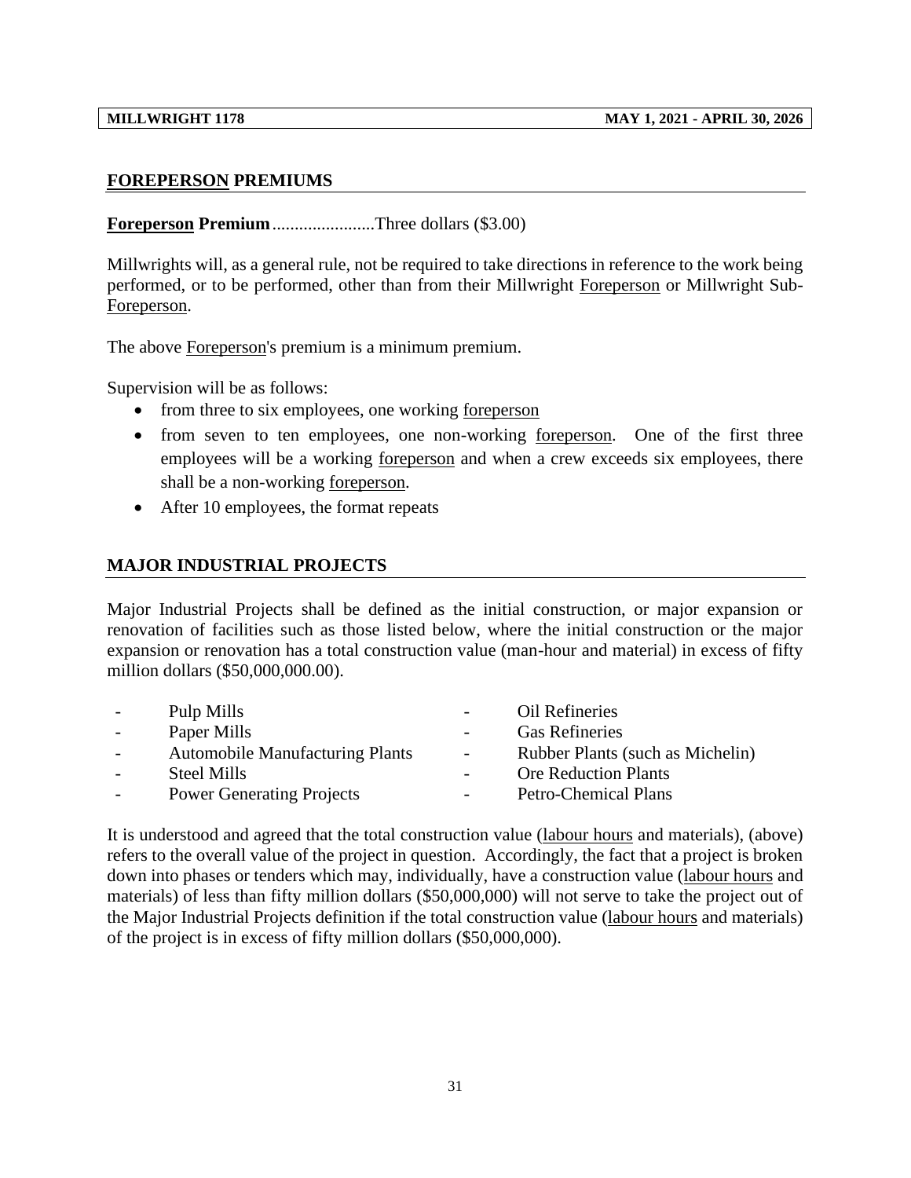## FOREPERSON PREMIUMS

**Foreperson Premium**.......................Three dollars ($3.00)

Millwrights will, as a general rule, not be required to take directions in reference to the work being performed, or to be performed, other than from their Millwright Foreperson or Millwright Sub-Foreperson.

The above Foreperson's premium is a minimum premium.

Supervision will be as follows:

- from three to six employees, one working foreperson
- from seven to ten employees, one non-working foreperson. One of the first three employees will be a working foreperson and when a crew exceeds six employees, there shall be a non-working foreperson.
- After 10 employees, the format repeats

## MAJOR INDUSTRIAL PROJECTS

Major Industrial Projects shall be defined as the initial construction, or major expansion or renovation of facilities such as those listed below, where the initial construction or the major expansion or renovation has a total construction value (man-hour and material) in excess of fifty million dollars ($50,000,000.00).

- Pulp Mills
- Paper Mills
- Automobile Manufacturing Plants
- Steel Mills
- Power Generating Projects
- Oil Refineries
- Gas Refineries
- Rubber Plants (such as Michelin)
- Ore Reduction Plants
- Petro-Chemical Plans

It is understood and agreed that the total construction value (labour hours and materials), (above) refers to the overall value of the project in question. Accordingly, the fact that a project is broken down into phases or tenders which may, individually, have a construction value (labour hours and materials) of less than fifty million dollars ($50,000,000) will not serve to take the project out of the Major Industrial Projects definition if the total construction value (labour hours and materials) of the project is in excess of fifty million dollars ($50,000,000).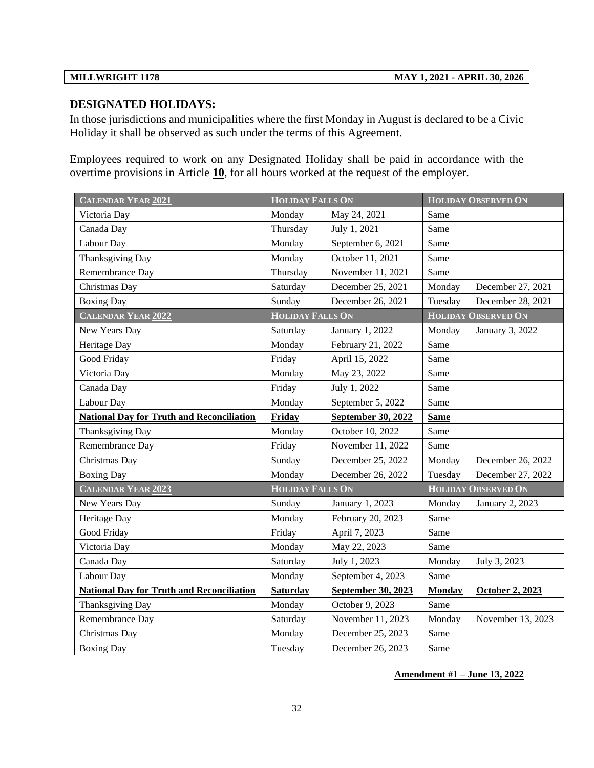## DESIGNATED HOLIDAYS:

In those jurisdictions and municipalities where the first Monday in August is declared to be a Civic Holiday it shall be observed as such under the terms of this Agreement.

Employees required to work on any Designated Holiday shall be paid in accordance with the overtime provisions in Article **10**, for all hours worked at the request of the employer.

| CALENDAR YEAR 2021 | HOLIDAY FALLS ON | | HOLIDAY OBSERVED ON | |
|---|---|---|---|---|
| Victoria Day | Monday | May 24, 2021 | Same | |
| Canada Day | Thursday | July 1, 2021 | Same | |
| Labour Day | Monday | September 6, 2021 | Same | |
| Thanksgiving Day | Monday | October 11, 2021 | Same | |
| Remembrance Day | Thursday | November 11, 2021 | Same | |
| Christmas Day | Saturday | December 25, 2021 | Monday | December 27, 2021 |
| Boxing Day | Sunday | December 26, 2021 | Tuesday | December 28, 2021 |
| **CALENDAR YEAR 2022** | **HOLIDAY FALLS ON** | | **HOLIDAY OBSERVED ON** | |
| New Years Day | Saturday | January 1, 2022 | Monday | January 3, 2022 |
| Heritage Day | Monday | February 21, 2022 | Same | |
| Good Friday | Friday | April 15, 2022 | Same | |
| Victoria Day | Monday | May 23, 2022 | Same | |
| Canada Day | Friday | July 1, 2022 | Same | |
| Labour Day | Monday | September 5, 2022 | Same | |
| **National Day for Truth and Reconciliation** | **Friday** | **September 30, 2022** | **Same** | |
| Thanksgiving Day | Monday | October 10, 2022 | Same | |
| Remembrance Day | Friday | November 11, 2022 | Same | |
| Christmas Day | Sunday | December 25, 2022 | Monday | December 26, 2022 |
| Boxing Day | Monday | December 26, 2022 | Tuesday | December 27, 2022 |
| **CALENDAR YEAR 2023** | **HOLIDAY FALLS ON** | | **HOLIDAY OBSERVED ON** | |
| New Years Day | Sunday | January 1, 2023 | Monday | January 2, 2023 |
| Heritage Day | Monday | February 20, 2023 | Same | |
| Good Friday | Friday | April 7, 2023 | Same | |
| Victoria Day | Monday | May 22, 2023 | Same | |
| Canada Day | Saturday | July 1, 2023 | Monday | July 3, 2023 |
| Labour Day | Monday | September 4, 2023 | Same | |
| **National Day for Truth and Reconciliation** | **Saturday** | **September 30, 2023** | **Monday** | **October 2, 2023** |
| Thanksgiving Day | Monday | October 9, 2023 | Same | |
| Remembrance Day | Saturday | November 11, 2023 | Monday | November 13, 2023 |
| Christmas Day | Monday | December 25, 2023 | Same | |
| Boxing Day | Tuesday | December 26, 2023 | Same | |

**Amendment #1 – June 13, 2022**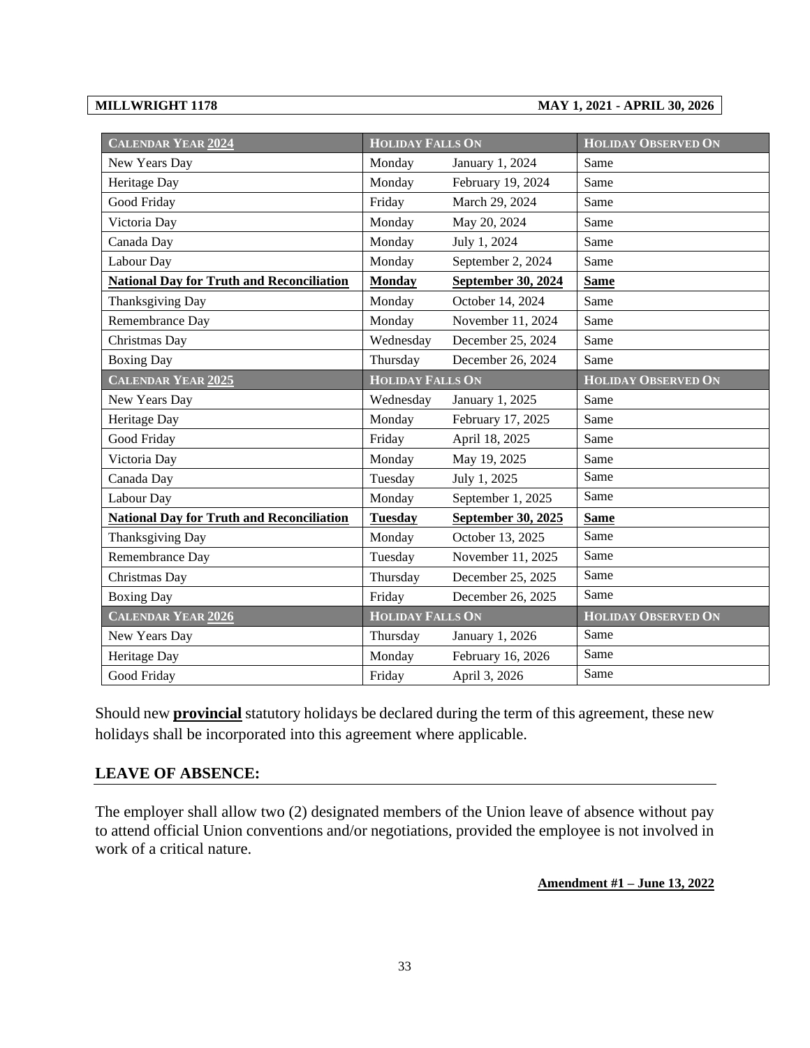| CALENDAR YEAR **2024** | HOLIDAY FALLS ON | | HOLIDAY OBSERVED ON |
|---|---|---|---|
| New Years Day | Monday | January 1, 2024 | Same |
| Heritage Day | Monday | February 19, 2024 | Same |
| Good Friday | Friday | March 29, 2024 | Same |
| Victoria Day | Monday | May 20, 2024 | Same |
| Canada Day | Monday | July 1, 2024 | Same |
| Labour Day | Monday | September 2, 2024 | Same |
| **National Day for Truth and Reconciliation** | **Monday** | **September 30, 2024** | **Same** |
| Thanksgiving Day | Monday | October 14, 2024 | Same |
| Remembrance Day | Monday | November 11, 2024 | Same |
| Christmas Day | Wednesday | December 25, 2024 | Same |
| Boxing Day | Thursday | December 26, 2024 | Same |
| CALENDAR YEAR **2025** | HOLIDAY FALLS ON | | HOLIDAY OBSERVED ON |
| New Years Day | Wednesday | January 1, 2025 | Same |
| Heritage Day | Monday | February 17, 2025 | Same |
| Good Friday | Friday | April 18, 2025 | Same |
| Victoria Day | Monday | May 19, 2025 | Same |
| Canada Day | Tuesday | July 1, 2025 | Same |
| Labour Day | Monday | September 1, 2025 | Same |
| **National Day for Truth and Reconciliation** | **Tuesday** | **September 30, 2025** | **Same** |
| Thanksgiving Day | Monday | October 13, 2025 | Same |
| Remembrance Day | Tuesday | November 11, 2025 | Same |
| Christmas Day | Thursday | December 25, 2025 | Same |
| Boxing Day | Friday | December 26, 2025 | Same |
| CALENDAR YEAR **2026** | HOLIDAY FALLS ON | | HOLIDAY OBSERVED ON |
| New Years Day | Thursday | January 1, 2026 | Same |
| Heritage Day | Monday | February 16, 2026 | Same |
| Good Friday | Friday | April 3, 2026 | Same |

Should new **provincial** statutory holidays be declared during the term of this agreement, these new holidays shall be incorporated into this agreement where applicable.

## LEAVE OF ABSENCE:

The employer shall allow two (2) designated members of the Union leave of absence without pay to attend official Union conventions and/or negotiations, provided the employee is not involved in work of a critical nature.

**Amendment #1 – June 13, 2022**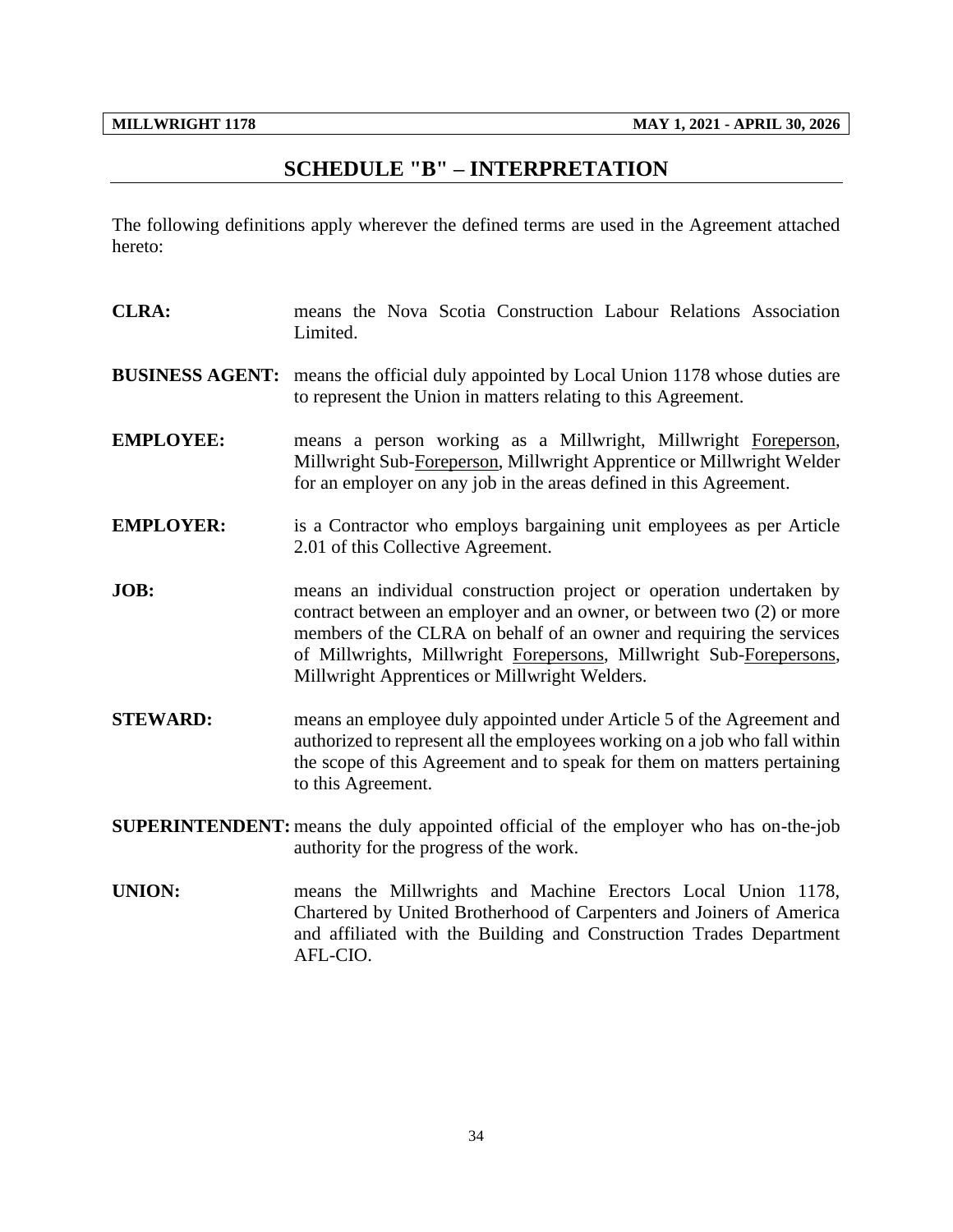# SCHEDULE "B" – INTERPRETATION

The following definitions apply wherever the defined terms are used in the Agreement attached hereto:

**CLRA:** means the Nova Scotia Construction Labour Relations Association Limited.

**BUSINESS AGENT:** means the official duly appointed by Local Union 1178 whose duties are to represent the Union in matters relating to this Agreement.

**EMPLOYEE:** means a person working as a Millwright, Millwright Foreperson, Millwright Sub-Foreperson, Millwright Apprentice or Millwright Welder for an employer on any job in the areas defined in this Agreement.

**EMPLOYER:** is a Contractor who employs bargaining unit employees as per Article 2.01 of this Collective Agreement.

**JOB:** means an individual construction project or operation undertaken by contract between an employer and an owner, or between two (2) or more members of the CLRA on behalf of an owner and requiring the services of Millwrights, Millwright Forepersons, Millwright Sub-Forepersons, Millwright Apprentices or Millwright Welders.

**STEWARD:** means an employee duly appointed under Article 5 of the Agreement and authorized to represent all the employees working on a job who fall within the scope of this Agreement and to speak for them on matters pertaining to this Agreement.

**SUPERINTENDENT:** means the duly appointed official of the employer who has on-the-job authority for the progress of the work.

**UNION:** means the Millwrights and Machine Erectors Local Union 1178, Chartered by United Brotherhood of Carpenters and Joiners of America and affiliated with the Building and Construction Trades Department AFL-CIO.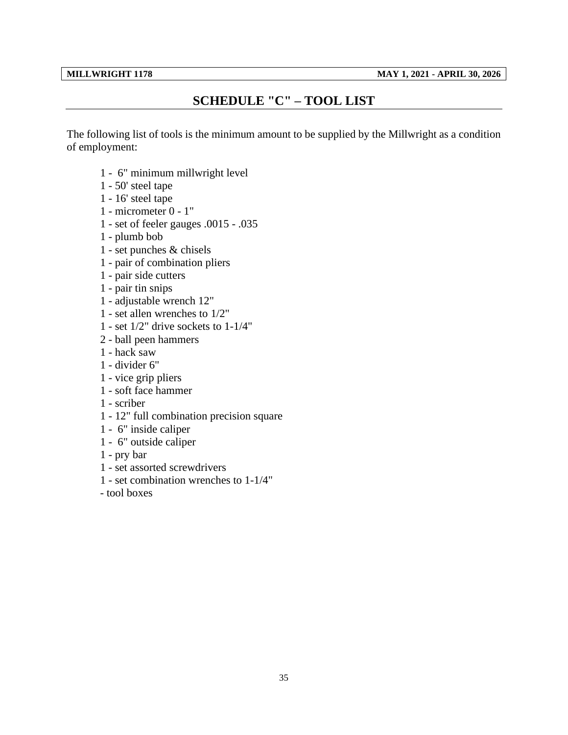# SCHEDULE "C" – TOOL LIST

The following list of tools is the minimum amount to be supplied by the Millwright as a condition of employment:

- 1 - 6" minimum millwright level
- 1 - 50' steel tape
- 1 - 16' steel tape
- 1 - micrometer 0 - 1"
- 1 - set of feeler gauges .0015 - .035
- 1 - plumb bob
- 1 - set punches & chisels
- 1 - pair of combination pliers
- 1 - pair side cutters
- 1 - pair tin snips
- 1 - adjustable wrench 12"
- 1 - set allen wrenches to 1/2"
- 1 - set 1/2" drive sockets to 1-1/4"
- 2 - ball peen hammers
- 1 - hack saw
- 1 - divider 6"
- 1 - vice grip pliers
- 1 - soft face hammer
- 1 - scriber
- 1 - 12" full combination precision square
- 1 - 6" inside caliper
- 1 - 6" outside caliper
- 1 - pry bar
- 1 - set assorted screwdrivers
- 1 - set combination wrenches to 1-1/4"
- tool boxes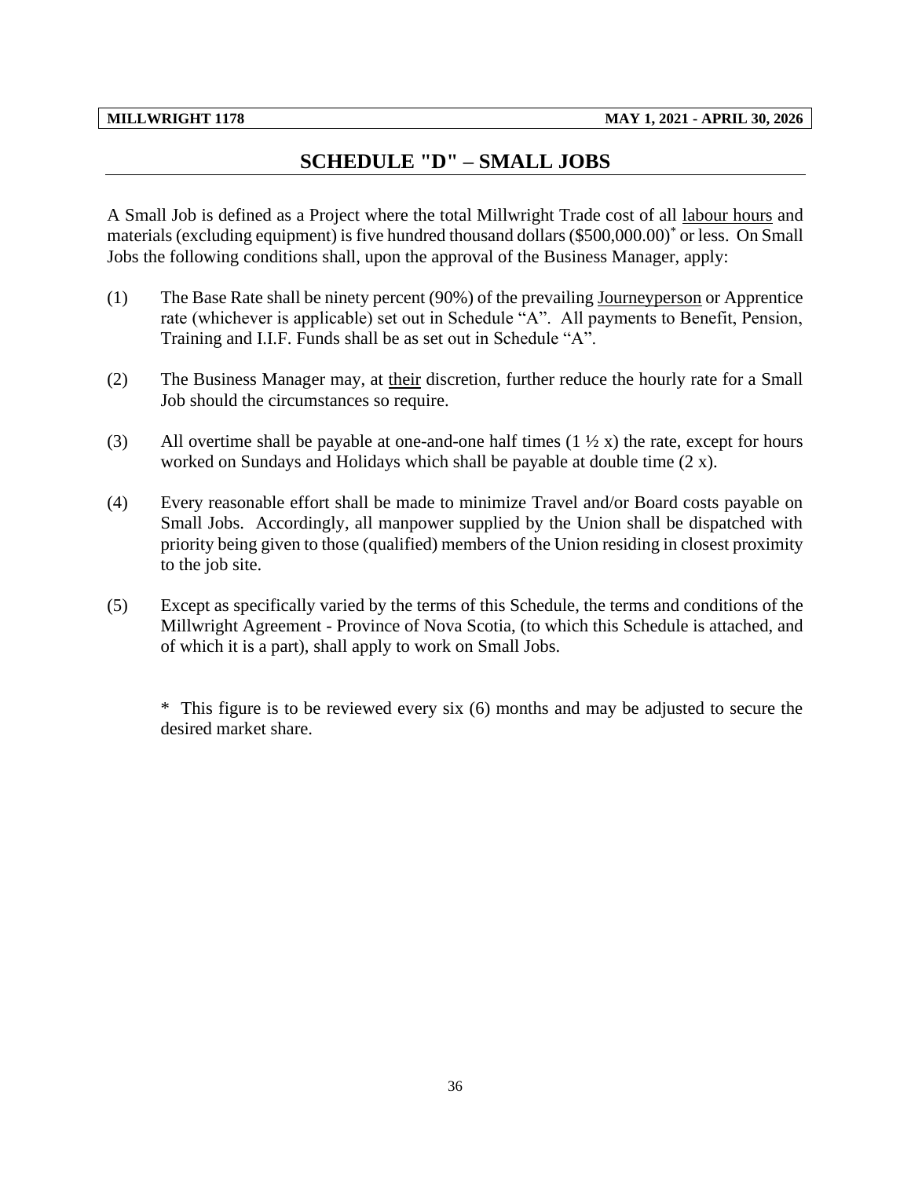# SCHEDULE "D" – SMALL JOBS

A Small Job is defined as a Project where the total Millwright Trade cost of all labour hours and materials (excluding equipment) is five hundred thousand dollars ($500,000.00)* or less. On Small Jobs the following conditions shall, upon the approval of the Business Manager, apply:

(1) The Base Rate shall be ninety percent (90%) of the prevailing Journeyperson or Apprentice rate (whichever is applicable) set out in Schedule "A". All payments to Benefit, Pension, Training and I.I.F. Funds shall be as set out in Schedule "A".

(2) The Business Manager may, at their discretion, further reduce the hourly rate for a Small Job should the circumstances so require.

(3) All overtime shall be payable at one-and-one half times (1 ½ x) the rate, except for hours worked on Sundays and Holidays which shall be payable at double time (2 x).

(4) Every reasonable effort shall be made to minimize Travel and/or Board costs payable on Small Jobs. Accordingly, all manpower supplied by the Union shall be dispatched with priority being given to those (qualified) members of the Union residing in closest proximity to the job site.

(5) Except as specifically varied by the terms of this Schedule, the terms and conditions of the Millwright Agreement - Province of Nova Scotia, (to which this Schedule is attached, and of which it is a part), shall apply to work on Small Jobs.

\* This figure is to be reviewed every six (6) months and may be adjusted to secure the desired market share.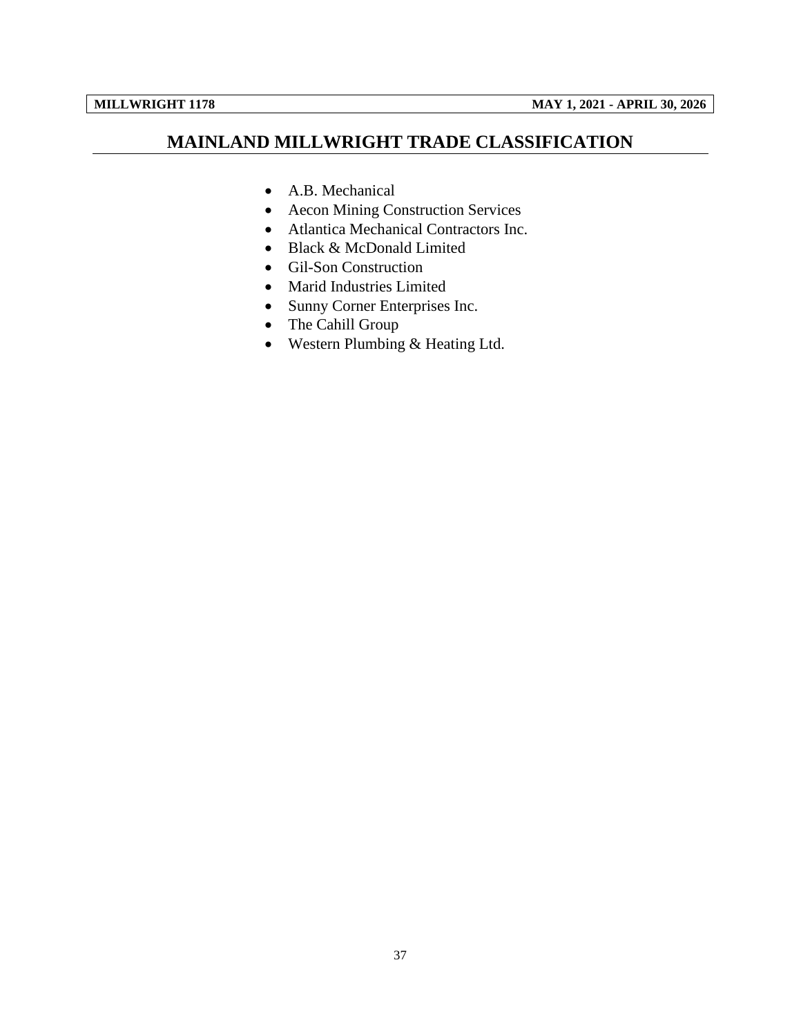## MAINLAND MILLWRIGHT TRADE CLASSIFICATION

- A.B. Mechanical
- Aecon Mining Construction Services
- Atlantica Mechanical Contractors Inc.
- Black & McDonald Limited
- Gil-Son Construction
- Marid Industries Limited
- Sunny Corner Enterprises Inc.
- The Cahill Group
- Western Plumbing & Heating Ltd.